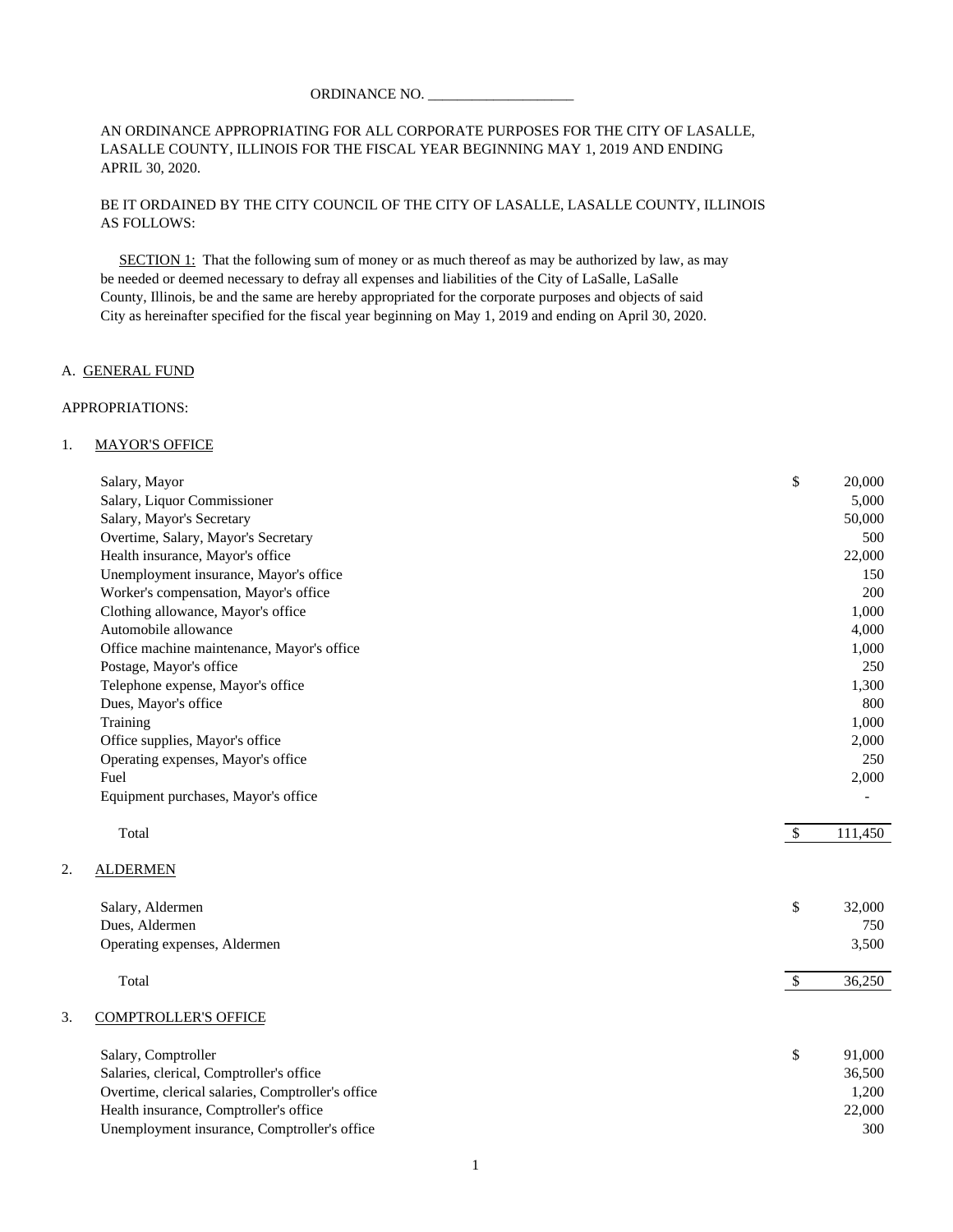ORDINANCE NO. ____________________

AN ORDINANCE APPROPRIATING FOR ALL CORPORATE PURPOSES FOR THE CITY OF LASALLE, LASALLE COUNTY, ILLINOIS FOR THE FISCAL YEAR BEGINNING MAY 1, 2019 AND ENDING APRIL 30, 2020.

BE IT ORDAINED BY THE CITY COUNCIL OF THE CITY OF LASALLE, LASALLE COUNTY, ILLINOIS AS FOLLOWS:

SECTION 1: That the following sum of money or as much thereof as may be authorized by law, as may be needed or deemed necessary to defray all expenses and liabilities of the City of LaSalle, LaSalle County, Illinois, be and the same are hereby appropriated for the corporate purposes and objects of said City as hereinafter specified for the fiscal year beginning on May 1, 2019 and ending on April 30, 2020.

A. GENERAL FUND

APPROPRIATIONS:

1. MAYOR'S OFFICE

| | |
|---|---|
| Salary, Mayor | $ 20,000 |
| Salary, Liquor Commissioner | 5,000 |
| Salary, Mayor's Secretary | 50,000 |
| Overtime, Salary, Mayor's Secretary | 500 |
| Health insurance, Mayor's office | 22,000 |
| Unemployment insurance, Mayor's office | 150 |
| Worker's compensation, Mayor's office | 200 |
| Clothing allowance, Mayor's office | 1,000 |
| Automobile allowance | 4,000 |
| Office machine maintenance, Mayor's office | 1,000 |
| Postage, Mayor's office | 250 |
| Telephone expense, Mayor's office | 1,300 |
| Dues, Mayor's office | 800 |
| Training | 1,000 |
| Office supplies, Mayor's office | 2,000 |
| Operating expenses, Mayor's office | 250 |
| Fuel | 2,000 |
| Equipment purchases, Mayor's office | - |
| Total | $ 111,450 |

2. ALDERMEN

| | |
|---|---|
| Salary, Aldermen | $ 32,000 |
| Dues, Aldermen | 750 |
| Operating expenses, Aldermen | 3,500 |
| Total | $ 36,250 |

3. COMPTROLLER'S OFFICE

| | |
|---|---|
| Salary, Comptroller | $ 91,000 |
| Salaries, clerical, Comptroller's office | 36,500 |
| Overtime, clerical salaries, Comptroller's office | 1,200 |
| Health insurance, Comptroller's office | 22,000 |
| Unemployment insurance, Comptroller's office | 300 |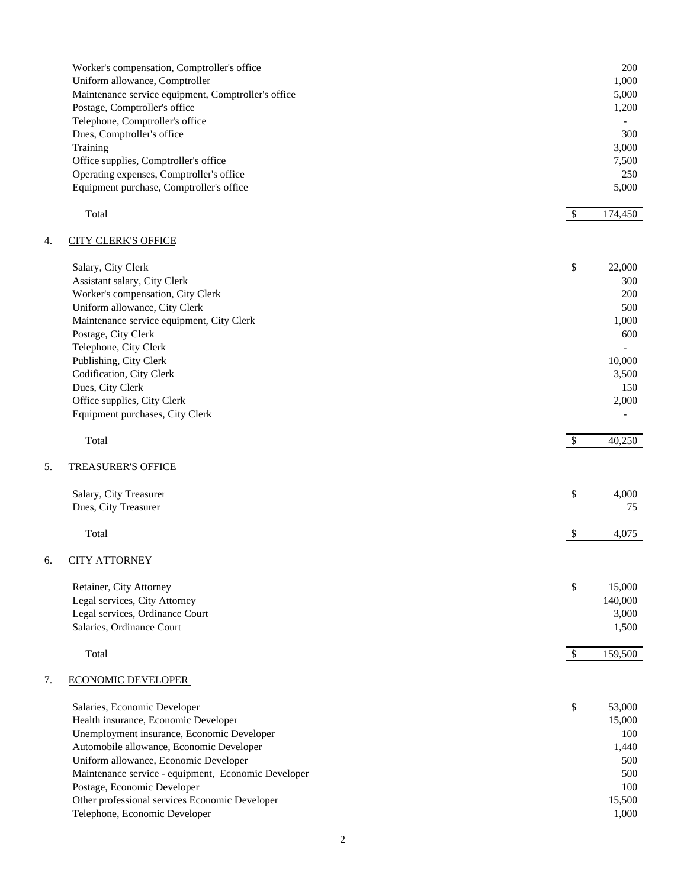| | |
|---|---|
| Worker's compensation, Comptroller's office | 200 |
| Uniform allowance, Comptroller | 1,000 |
| Maintenance service equipment, Comptroller's office | 5,000 |
| Postage, Comptroller's office | 1,200 |
| Telephone, Comptroller's office | - |
| Dues, Comptroller's office | 300 |
| Training | 3,000 |
| Office supplies, Comptroller's office | 7,500 |
| Operating expenses, Comptroller's office | 250 |
| Equipment purchase, Comptroller's office | 5,000 |
| Total | $ 174,450 |

4. CITY CLERK'S OFFICE

| | |
|---|---|
| Salary, City Clerk | $ 22,000 |
| Assistant salary, City Clerk | 300 |
| Worker's compensation, City Clerk | 200 |
| Uniform allowance, City Clerk | 500 |
| Maintenance service equipment, City Clerk | 1,000 |
| Postage, City Clerk | 600 |
| Telephone, City Clerk | - |
| Publishing, City Clerk | 10,000 |
| Codification, City Clerk | 3,500 |
| Dues, City Clerk | 150 |
| Office supplies, City Clerk | 2,000 |
| Equipment purchases, City Clerk | - |
| Total | $ 40,250 |

5. TREASURER'S OFFICE

| | |
|---|---|
| Salary, City Treasurer | $ 4,000 |
| Dues, City Treasurer | 75 |
| Total | $ 4,075 |

6. CITY ATTORNEY

| | |
|---|---|
| Retainer, City Attorney | $ 15,000 |
| Legal services, City Attorney | 140,000 |
| Legal services, Ordinance Court | 3,000 |
| Salaries, Ordinance Court | 1,500 |
| Total | $ 159,500 |

7. ECONOMIC DEVELOPER

| | |
|---|---|
| Salaries, Economic Developer | $ 53,000 |
| Health insurance, Economic Developer | 15,000 |
| Unemployment insurance, Economic Developer | 100 |
| Automobile allowance, Economic Developer | 1,440 |
| Uniform allowance, Economic Developer | 500 |
| Maintenance service - equipment, Economic Developer | 500 |
| Postage, Economic Developer | 100 |
| Other professional services Economic Developer | 15,500 |
| Telephone, Economic Developer | 1,000 |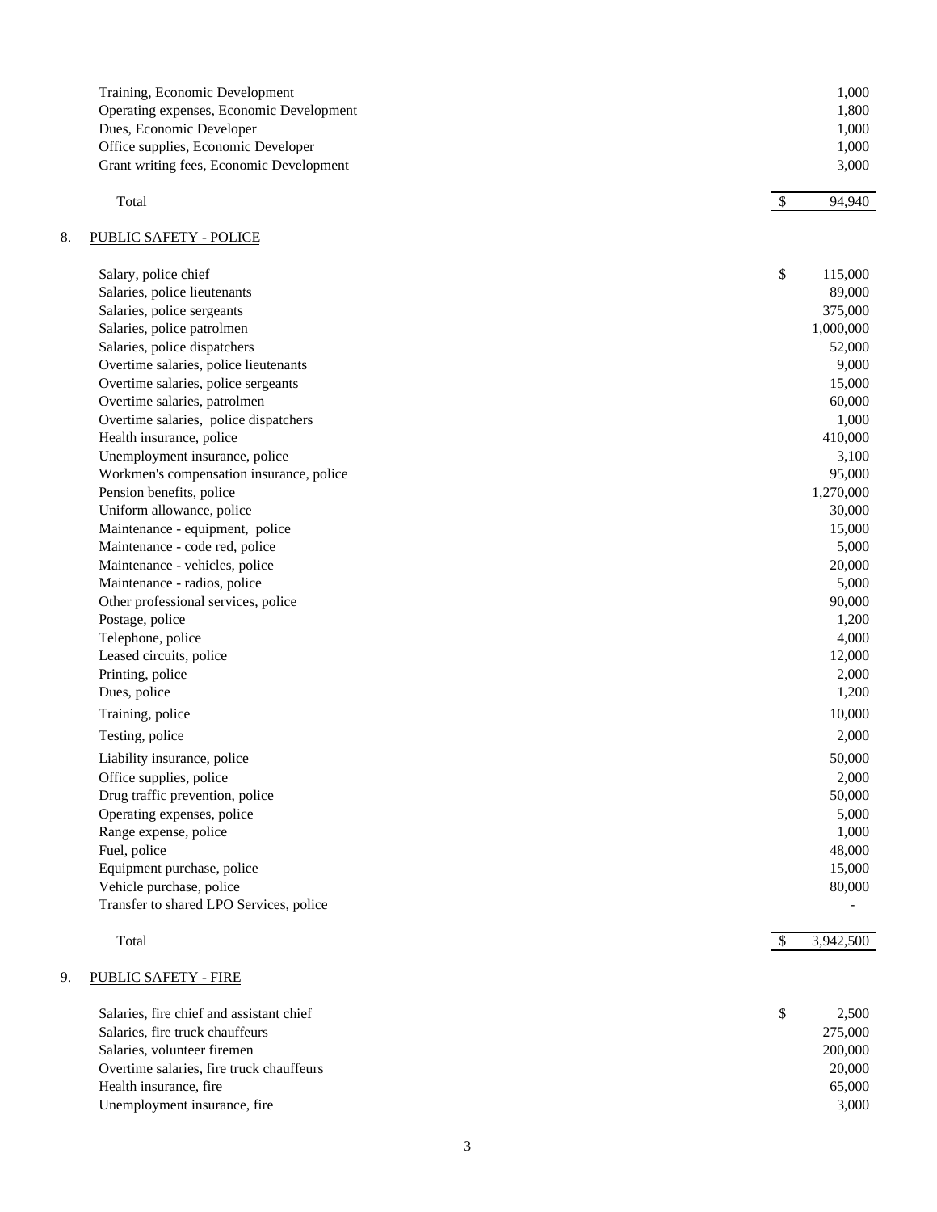| | |
|---|---|
| Training, Economic Development | 1,000 |
| Operating expenses, Economic Development | 1,800 |
| Dues, Economic Developer | 1,000 |
| Office supplies, Economic Developer | 1,000 |
| Grant writing fees, Economic Development | 3,000 |
| Total | $ 94,940 |

8. PUBLIC SAFETY - POLICE

| | |
|---|---|
| Salary, police chief | $ 115,000 |
| Salaries, police lieutenants | 89,000 |
| Salaries, police sergeants | 375,000 |
| Salaries, police patrolmen | 1,000,000 |
| Salaries, police dispatchers | 52,000 |
| Overtime salaries, police lieutenants | 9,000 |
| Overtime salaries, police sergeants | 15,000 |
| Overtime salaries, patrolmen | 60,000 |
| Overtime salaries, police dispatchers | 1,000 |
| Health insurance, police | 410,000 |
| Unemployment insurance, police | 3,100 |
| Workmen's compensation insurance, police | 95,000 |
| Pension benefits, police | 1,270,000 |
| Uniform allowance, police | 30,000 |
| Maintenance - equipment, police | 15,000 |
| Maintenance - code red, police | 5,000 |
| Maintenance - vehicles, police | 20,000 |
| Maintenance - radios, police | 5,000 |
| Other professional services, police | 90,000 |
| Postage, police | 1,200 |
| Telephone, police | 4,000 |
| Leased circuits, police | 12,000 |
| Printing, police | 2,000 |
| Dues, police | 1,200 |
| Training, police | 10,000 |
| Testing, police | 2,000 |
| Liability insurance, police | 50,000 |
| Office supplies, police | 2,000 |
| Drug traffic prevention, police | 50,000 |
| Operating expenses, police | 5,000 |
| Range expense, police | 1,000 |
| Fuel, police | 48,000 |
| Equipment purchase, police | 15,000 |
| Vehicle purchase, police | 80,000 |
| Transfer to shared LPO Services, police | - |
| Total | $ 3,942,500 |

9. PUBLIC SAFETY - FIRE

| | |
|---|---|
| Salaries, fire chief and assistant chief | $ 2,500 |
| Salaries, fire truck chauffeurs | 275,000 |
| Salaries, volunteer firemen | 200,000 |
| Overtime salaries, fire truck chauffeurs | 20,000 |
| Health insurance, fire | 65,000 |
| Unemployment insurance, fire | 3,000 |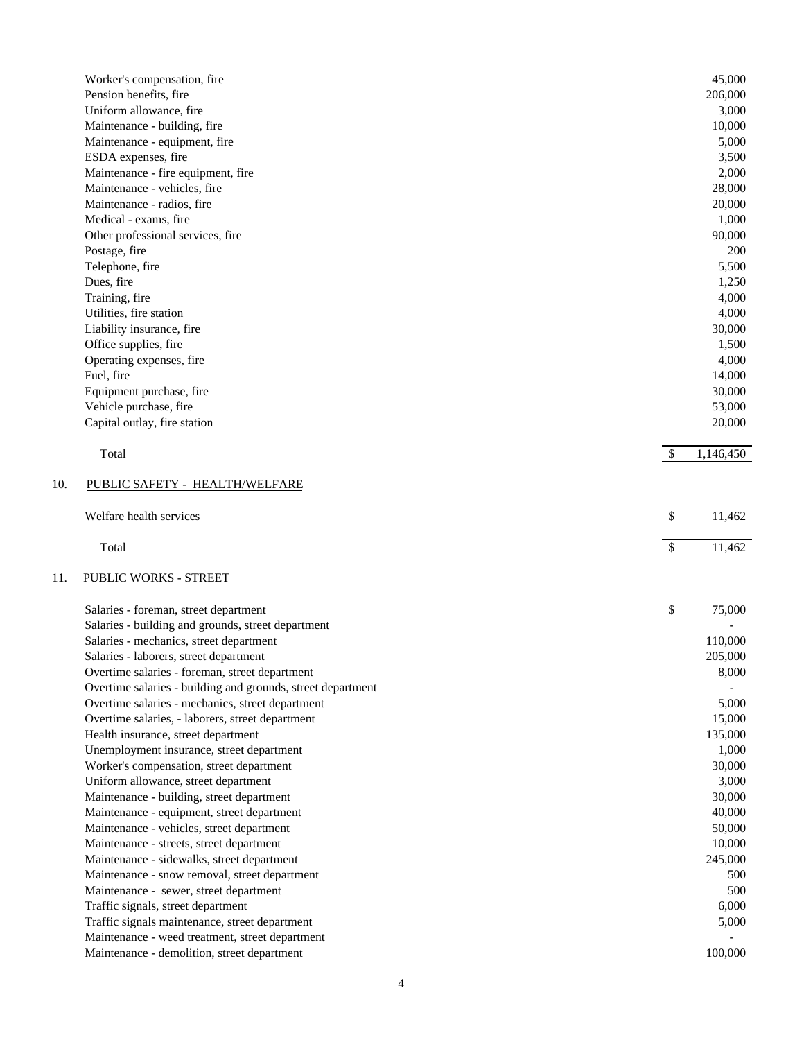| | |
|---|---|
| Worker's compensation, fire | 45,000 |
| Pension benefits, fire | 206,000 |
| Uniform allowance, fire | 3,000 |
| Maintenance - building, fire | 10,000 |
| Maintenance - equipment, fire | 5,000 |
| ESDA expenses, fire | 3,500 |
| Maintenance - fire equipment, fire | 2,000 |
| Maintenance - vehicles, fire | 28,000 |
| Maintenance - radios, fire | 20,000 |
| Medical - exams, fire | 1,000 |
| Other professional services, fire | 90,000 |
| Postage, fire | 200 |
| Telephone, fire | 5,500 |
| Dues, fire | 1,250 |
| Training, fire | 4,000 |
| Utilities, fire station | 4,000 |
| Liability insurance, fire | 30,000 |
| Office supplies, fire | 1,500 |
| Operating expenses, fire | 4,000 |
| Fuel, fire | 14,000 |
| Equipment purchase, fire | 30,000 |
| Vehicle purchase, fire | 53,000 |
| Capital outlay, fire station | 20,000 |
| Total | $ 1,146,450 |

10. PUBLIC SAFETY - HEALTH/WELFARE

| | |
|---|---|
| Welfare health services | $ 11,462 |
| Total | $ 11,462 |

11. PUBLIC WORKS - STREET

| | |
|---|---|
| Salaries - foreman, street department | $ 75,000 |
| Salaries - building and grounds, street department | - |
| Salaries - mechanics, street department | 110,000 |
| Salaries - laborers, street department | 205,000 |
| Overtime salaries - foreman, street department | 8,000 |
| Overtime salaries - building and grounds, street department | - |
| Overtime salaries - mechanics, street department | 5,000 |
| Overtime salaries, - laborers, street department | 15,000 |
| Health insurance, street department | 135,000 |
| Unemployment insurance, street department | 1,000 |
| Worker's compensation, street department | 30,000 |
| Uniform allowance, street department | 3,000 |
| Maintenance - building, street department | 30,000 |
| Maintenance - equipment, street department | 40,000 |
| Maintenance - vehicles, street department | 50,000 |
| Maintenance - streets, street department | 10,000 |
| Maintenance - sidewalks, street department | 245,000 |
| Maintenance - snow removal, street department | 500 |
| Maintenance - sewer, street department | 500 |
| Traffic signals, street department | 6,000 |
| Traffic signals maintenance, street department | 5,000 |
| Maintenance - weed treatment, street department | - |
| Maintenance - demolition, street department | 100,000 |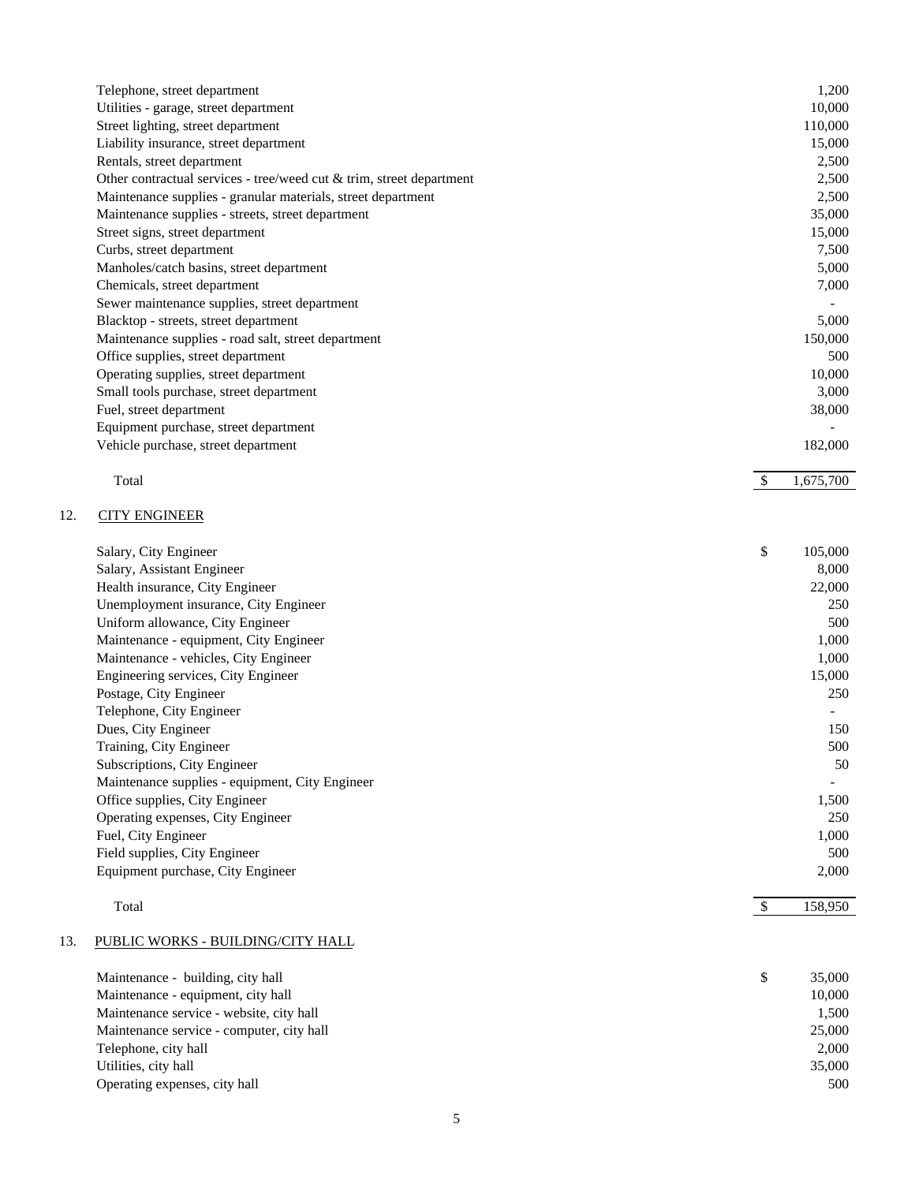| | |
|---|---|
| Telephone, street department | 1,200 |
| Utilities - garage, street department | 10,000 |
| Street lighting, street department | 110,000 |
| Liability insurance, street department | 15,000 |
| Rentals, street department | 2,500 |
| Other contractual services - tree/weed cut & trim, street department | 2,500 |
| Maintenance supplies - granular materials, street department | 2,500 |
| Maintenance supplies - streets, street department | 35,000 |
| Street signs, street department | 15,000 |
| Curbs, street department | 7,500 |
| Manholes/catch basins, street department | 5,000 |
| Chemicals, street department | 7,000 |
| Sewer maintenance supplies, street department | - |
| Blacktop - streets, street department | 5,000 |
| Maintenance supplies - road salt, street department | 150,000 |
| Office supplies, street department | 500 |
| Operating supplies, street department | 10,000 |
| Small tools purchase, street department | 3,000 |
| Fuel, street department | 38,000 |
| Equipment purchase, street department | - |
| Vehicle purchase, street department | 182,000 |
| Total | $ 1,675,700 |

12. CITY ENGINEER

| | |
|---|---|
| Salary, City Engineer | $ 105,000 |
| Salary, Assistant Engineer | 8,000 |
| Health insurance, City Engineer | 22,000 |
| Unemployment insurance, City Engineer | 250 |
| Uniform allowance, City Engineer | 500 |
| Maintenance - equipment, City Engineer | 1,000 |
| Maintenance - vehicles, City Engineer | 1,000 |
| Engineering services, City Engineer | 15,000 |
| Postage, City Engineer | 250 |
| Telephone, City Engineer | - |
| Dues, City Engineer | 150 |
| Training, City Engineer | 500 |
| Subscriptions, City Engineer | 50 |
| Maintenance supplies - equipment, City Engineer | - |
| Office supplies, City Engineer | 1,500 |
| Operating expenses, City Engineer | 250 |
| Fuel, City Engineer | 1,000 |
| Field supplies, City Engineer | 500 |
| Equipment purchase, City Engineer | 2,000 |
| Total | $ 158,950 |

13. PUBLIC WORKS - BUILDING/CITY HALL

| | |
|---|---|
| Maintenance - building, city hall | $ 35,000 |
| Maintenance - equipment, city hall | 10,000 |
| Maintenance service - website, city hall | 1,500 |
| Maintenance service - computer, city hall | 25,000 |
| Telephone, city hall | 2,000 |
| Utilities, city hall | 35,000 |
| Operating expenses, city hall | 500 |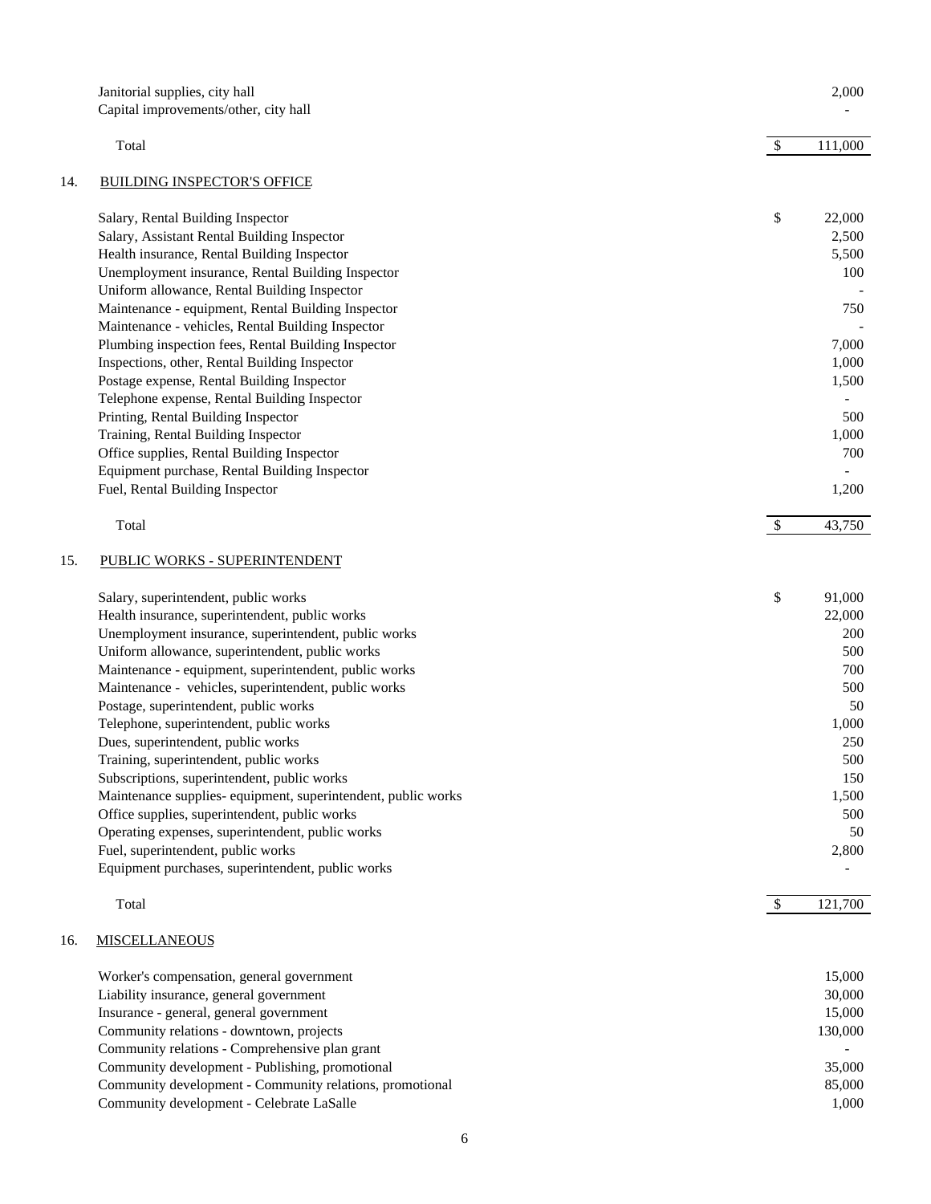| | |
|---|---|
| Janitorial supplies, city hall | 2,000 |
| Capital improvements/other, city hall | - |
| Total | $ 111,000 |

14. BUILDING INSPECTOR'S OFFICE

| | |
|---|---|
| Salary, Rental Building Inspector | $ 22,000 |
| Salary, Assistant Rental Building Inspector | 2,500 |
| Health insurance, Rental Building Inspector | 5,500 |
| Unemployment insurance, Rental Building Inspector | 100 |
| Uniform allowance, Rental Building Inspector | - |
| Maintenance - equipment, Rental Building Inspector | 750 |
| Maintenance - vehicles, Rental Building Inspector | - |
| Plumbing inspection fees, Rental Building Inspector | 7,000 |
| Inspections, other, Rental Building Inspector | 1,000 |
| Postage expense, Rental Building Inspector | 1,500 |
| Telephone expense, Rental Building Inspector | - |
| Printing, Rental Building Inspector | 500 |
| Training, Rental Building Inspector | 1,000 |
| Office supplies, Rental Building Inspector | 700 |
| Equipment purchase, Rental Building Inspector | - |
| Fuel, Rental Building Inspector | 1,200 |
| Total | $ 43,750 |

15. PUBLIC WORKS - SUPERINTENDENT

| | |
|---|---|
| Salary, superintendent, public works | $ 91,000 |
| Health insurance, superintendent, public works | 22,000 |
| Unemployment insurance, superintendent, public works | 200 |
| Uniform allowance, superintendent, public works | 500 |
| Maintenance - equipment, superintendent, public works | 700 |
| Maintenance - vehicles, superintendent, public works | 500 |
| Postage, superintendent, public works | 50 |
| Telephone, superintendent, public works | 1,000 |
| Dues, superintendent, public works | 250 |
| Training, superintendent, public works | 500 |
| Subscriptions, superintendent, public works | 150 |
| Maintenance supplies- equipment, superintendent, public works | 1,500 |
| Office supplies, superintendent, public works | 500 |
| Operating expenses, superintendent, public works | 50 |
| Fuel, superintendent, public works | 2,800 |
| Equipment purchases, superintendent, public works | - |
| Total | $ 121,700 |

16. MISCELLANEOUS

| | |
|---|---|
| Worker's compensation, general government | 15,000 |
| Liability insurance, general government | 30,000 |
| Insurance - general, general government | 15,000 |
| Community relations - downtown, projects | 130,000 |
| Community relations - Comprehensive plan grant | - |
| Community development - Publishing, promotional | 35,000 |
| Community development - Community relations, promotional | 85,000 |
| Community development - Celebrate LaSalle | 1,000 |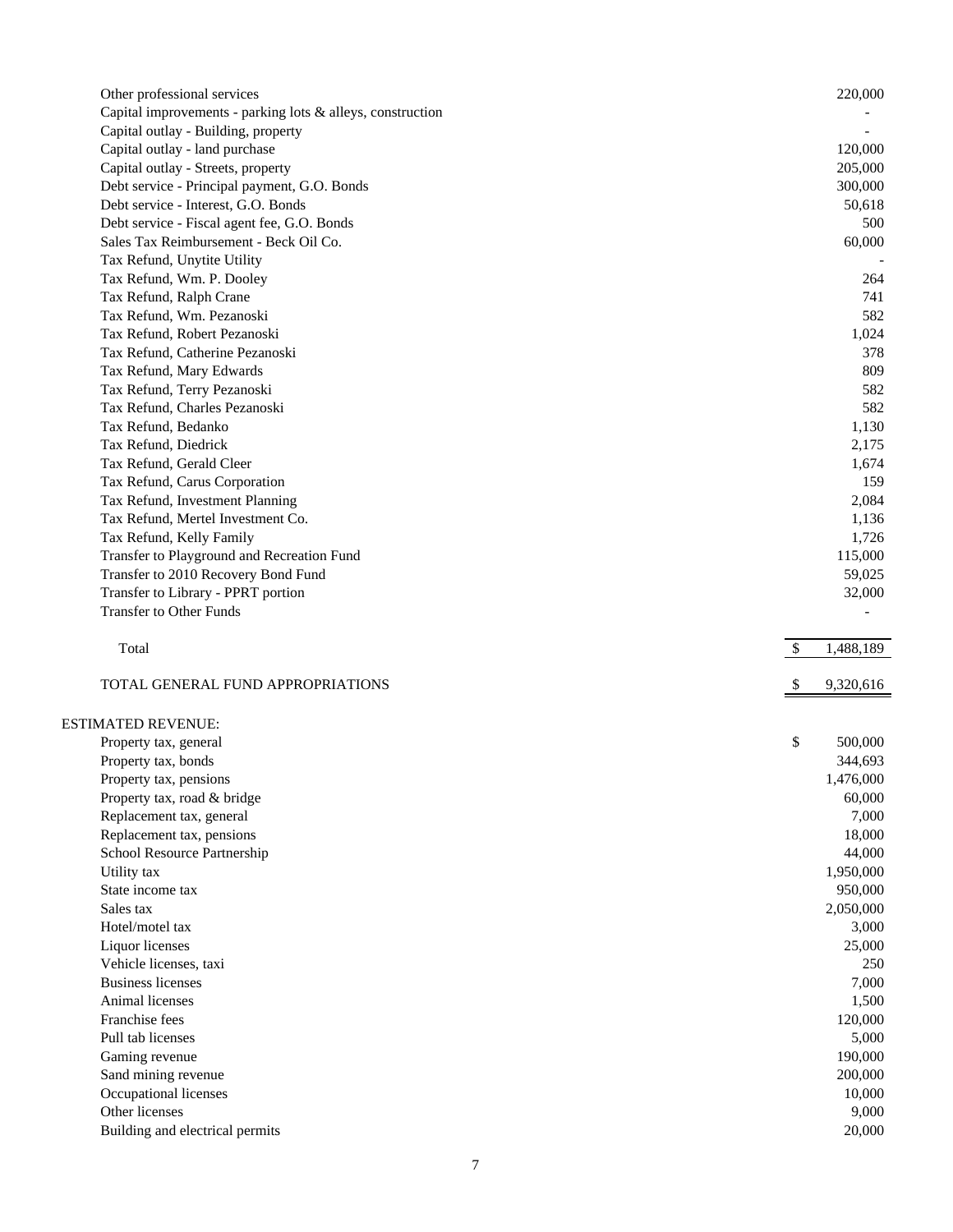| | |
|---|---|
| Other professional services | 220,000 |
| Capital improvements - parking lots & alleys, construction | - |
| Capital outlay - Building, property | - |
| Capital outlay - land purchase | 120,000 |
| Capital outlay - Streets, property | 205,000 |
| Debt service - Principal payment, G.O. Bonds | 300,000 |
| Debt service - Interest, G.O. Bonds | 50,618 |
| Debt service - Fiscal agent fee, G.O. Bonds | 500 |
| Sales Tax Reimbursement - Beck Oil Co. | 60,000 |
| Tax Refund, Unytite Utility | - |
| Tax Refund, Wm. P. Dooley | 264 |
| Tax Refund, Ralph Crane | 741 |
| Tax Refund, Wm. Pezanoski | 582 |
| Tax Refund, Robert Pezanoski | 1,024 |
| Tax Refund, Catherine Pezanoski | 378 |
| Tax Refund, Mary Edwards | 809 |
| Tax Refund, Terry Pezanoski | 582 |
| Tax Refund, Charles Pezanoski | 582 |
| Tax Refund, Bedanko | 1,130 |
| Tax Refund, Diedrick | 2,175 |
| Tax Refund, Gerald Cleer | 1,674 |
| Tax Refund, Carus Corporation | 159 |
| Tax Refund, Investment Planning | 2,084 |
| Tax Refund, Mertel Investment Co. | 1,136 |
| Tax Refund, Kelly Family | 1,726 |
| Transfer to Playground and Recreation Fund | 115,000 |
| Transfer to 2010 Recovery Bond Fund | 59,025 |
| Transfer to Library - PPRT portion | 32,000 |
| Transfer to Other Funds | - |
| Total | $ 1,488,189 |
| TOTAL GENERAL FUND APPROPRIATIONS | $ 9,320,616 |

ESTIMATED REVENUE:

| | |
|---|---|
| Property tax, general | $ 500,000 |
| Property tax, bonds | 344,693 |
| Property tax, pensions | 1,476,000 |
| Property tax, road & bridge | 60,000 |
| Replacement tax, general | 7,000 |
| Replacement tax, pensions | 18,000 |
| School Resource Partnership | 44,000 |
| Utility tax | 1,950,000 |
| State income tax | 950,000 |
| Sales tax | 2,050,000 |
| Hotel/motel tax | 3,000 |
| Liquor licenses | 25,000 |
| Vehicle licenses, taxi | 250 |
| Business licenses | 7,000 |
| Animal licenses | 1,500 |
| Franchise fees | 120,000 |
| Pull tab licenses | 5,000 |
| Gaming revenue | 190,000 |
| Sand mining revenue | 200,000 |
| Occupational licenses | 10,000 |
| Other licenses | 9,000 |
| Building and electrical permits | 20,000 |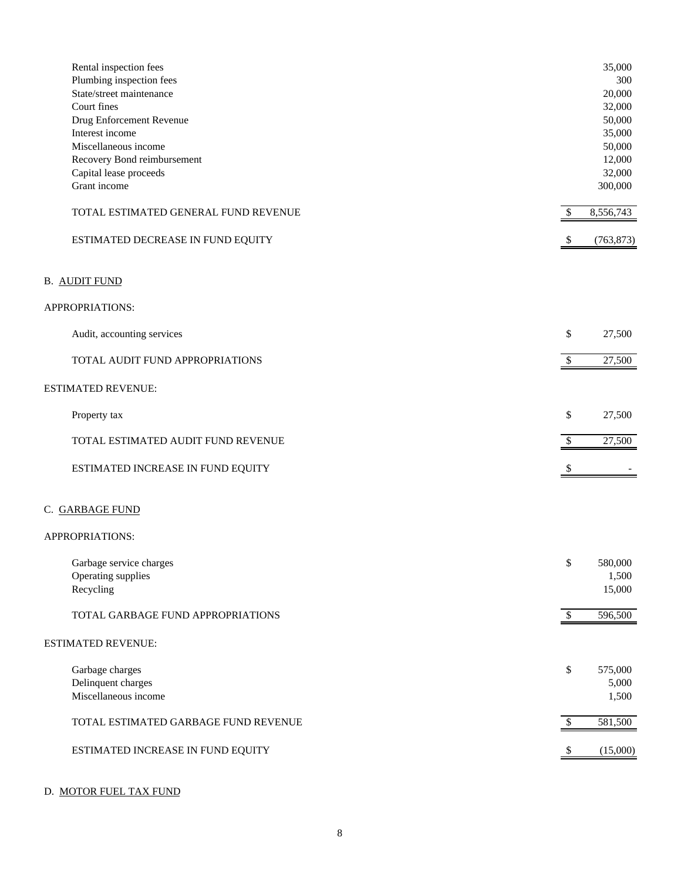| | | |
|---|---|---|
| Rental inspection fees | | 35,000 |
| Plumbing inspection fees | | 300 |
| State/street maintenance | | 20,000 |
| Court fines | | 32,000 |
| Drug Enforcement Revenue | | 50,000 |
| Interest income | | 35,000 |
| Miscellaneous income | | 50,000 |
| Recovery Bond reimbursement | | 12,000 |
| Capital lease proceeds | | 32,000 |
| Grant income | | 300,000 |
| TOTAL ESTIMATED GENERAL FUND REVENUE | $ | 8,556,743 |
| ESTIMATED DECREASE IN FUND EQUITY | $ | (763,873) |

B. AUDIT FUND

APPROPRIATIONS:

| | | |
|---|---|---|
| Audit, accounting services | $ | 27,500 |
| TOTAL AUDIT FUND APPROPRIATIONS | $ | 27,500 |

ESTIMATED REVENUE:

| | | |
|---|---|---|
| Property tax | $ | 27,500 |
| TOTAL ESTIMATED AUDIT FUND REVENUE | $ | 27,500 |
| ESTIMATED INCREASE IN FUND EQUITY | $ | - |

C. GARBAGE FUND

APPROPRIATIONS:

| | | |
|---|---|---|
| Garbage service charges | $ | 580,000 |
| Operating supplies | | 1,500 |
| Recycling | | 15,000 |
| TOTAL GARBAGE FUND APPROPRIATIONS | $ | 596,500 |

ESTIMATED REVENUE:

| | | |
|---|---|---|
| Garbage charges | $ | 575,000 |
| Delinquent charges | | 5,000 |
| Miscellaneous income | | 1,500 |
| TOTAL ESTIMATED GARBAGE FUND REVENUE | $ | 581,500 |
| ESTIMATED INCREASE IN FUND EQUITY | $ | (15,000) |

D. MOTOR FUEL TAX FUND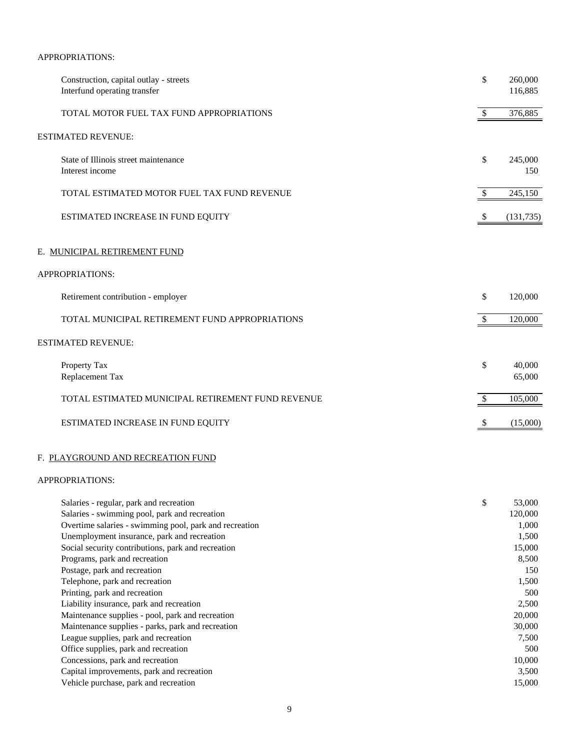APPROPRIATIONS:

| | | |
|---|---|---|
| Construction, capital outlay - streets | $ | 260,000 |
| Interfund operating transfer | | 116,885 |
| TOTAL MOTOR FUEL TAX FUND APPROPRIATIONS | $ | 376,885 |

ESTIMATED REVENUE:

| | | |
|---|---|---|
| State of Illinois street maintenance | $ | 245,000 |
| Interest income | | 150 |
| TOTAL ESTIMATED MOTOR FUEL TAX FUND REVENUE | $ | 245,150 |
| ESTIMATED INCREASE IN FUND EQUITY | $ | (131,735) |

## E. MUNICIPAL RETIREMENT FUND

APPROPRIATIONS:

| | | |
|---|---|---|
| Retirement contribution - employer | $ | 120,000 |
| TOTAL MUNICIPAL RETIREMENT FUND APPROPRIATIONS | $ | 120,000 |

ESTIMATED REVENUE:

| | | |
|---|---|---|
| Property Tax | $ | 40,000 |
| Replacement Tax | | 65,000 |
| TOTAL ESTIMATED MUNICIPAL RETIREMENT FUND REVENUE | $ | 105,000 |
| ESTIMATED INCREASE IN FUND EQUITY | $ | (15,000) |

## F. PLAYGROUND AND RECREATION FUND

APPROPRIATIONS:

| | | |
|---|---|---|
| Salaries - regular, park and recreation | $ | 53,000 |
| Salaries - swimming pool, park and recreation | | 120,000 |
| Overtime salaries - swimming pool, park and recreation | | 1,000 |
| Unemployment insurance, park and recreation | | 1,500 |
| Social security contributions, park and recreation | | 15,000 |
| Programs, park and recreation | | 8,500 |
| Postage, park and recreation | | 150 |
| Telephone, park and recreation | | 1,500 |
| Printing, park and recreation | | 500 |
| Liability insurance, park and recreation | | 2,500 |
| Maintenance supplies - pool, park and recreation | | 20,000 |
| Maintenance supplies - parks, park and recreation | | 30,000 |
| League supplies, park and recreation | | 7,500 |
| Office supplies, park and recreation | | 500 |
| Concessions, park and recreation | | 10,000 |
| Capital improvements, park and recreation | | 3,500 |
| Vehicle purchase, park and recreation | | 15,000 |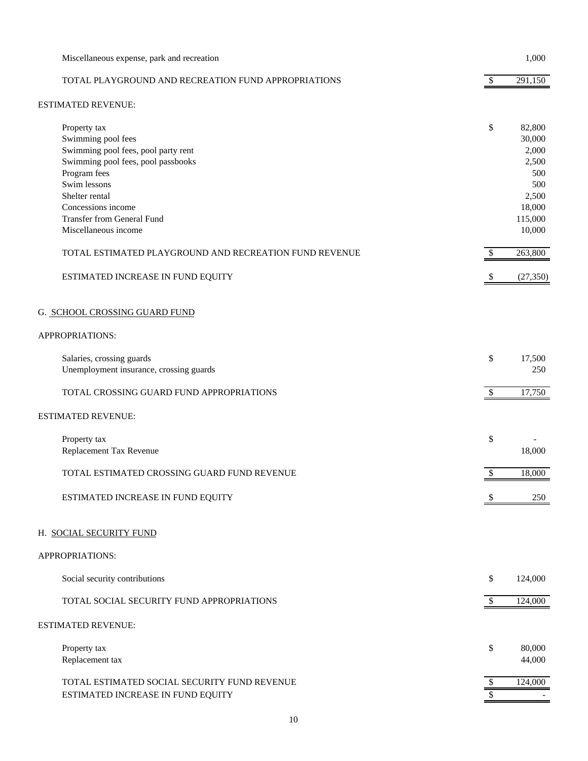| | | |
|---|---|---|
| Miscellaneous expense, park and recreation | | 1,000 |
| TOTAL PLAYGROUND AND RECREATION FUND APPROPRIATIONS | $ | 291,150 |

ESTIMATED REVENUE:

| | | |
|---|---|---|
| Property tax | $ | 82,800 |
| Swimming pool fees | | 30,000 |
| Swimming pool fees, pool party rent | | 2,000 |
| Swimming pool fees, pool passbooks | | 2,500 |
| Program fees | | 500 |
| Swim lessons | | 500 |
| Shelter rental | | 2,500 |
| Concessions income | | 18,000 |
| Transfer from General Fund | | 115,000 |
| Miscellaneous income | | 10,000 |
| TOTAL ESTIMATED PLAYGROUND AND RECREATION FUND REVENUE | $ | 263,800 |
| ESTIMATED INCREASE IN FUND EQUITY | $ | (27,350) |

## G. SCHOOL CROSSING GUARD FUND

APPROPRIATIONS:

| | | |
|---|---|---|
| Salaries, crossing guards | $ | 17,500 |
| Unemployment insurance, crossing guards | | 250 |
| TOTAL CROSSING GUARD FUND APPROPRIATIONS | $ | 17,750 |

ESTIMATED REVENUE:

| | | |
|---|---|---|
| Property tax | $ | - |
| Replacement Tax Revenue | | 18,000 |
| TOTAL ESTIMATED CROSSING GUARD FUND REVENUE | $ | 18,000 |
| ESTIMATED INCREASE IN FUND EQUITY | $ | 250 |

## H. SOCIAL SECURITY FUND

APPROPRIATIONS:

| | | |
|---|---|---|
| Social security contributions | $ | 124,000 |
| TOTAL SOCIAL SECURITY FUND APPROPRIATIONS | $ | 124,000 |

ESTIMATED REVENUE:

| | | |
|---|---|---|
| Property tax | $ | 80,000 |
| Replacement tax | | 44,000 |
| TOTAL ESTIMATED SOCIAL SECURITY FUND REVENUE | $ | 124,000 |
| ESTIMATED INCREASE IN FUND EQUITY | $ | - |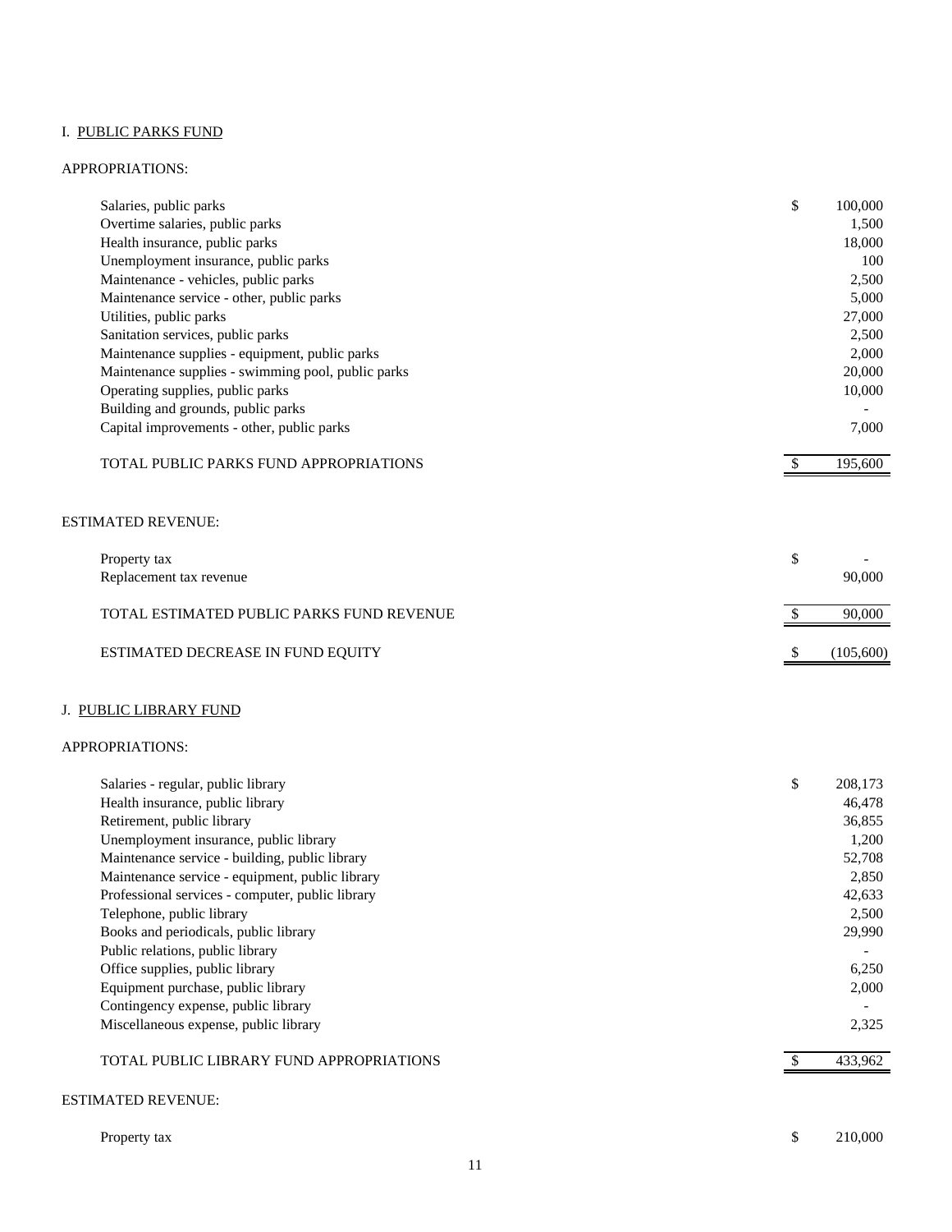## I. PUBLIC PARKS FUND

APPROPRIATIONS:

| | | |
|---|---|---|
| Salaries, public parks | $ | 100,000 |
| Overtime salaries, public parks | | 1,500 |
| Health insurance, public parks | | 18,000 |
| Unemployment insurance, public parks | | 100 |
| Maintenance - vehicles, public parks | | 2,500 |
| Maintenance service - other, public parks | | 5,000 |
| Utilities, public parks | | 27,000 |
| Sanitation services, public parks | | 2,500 |
| Maintenance supplies - equipment, public parks | | 2,000 |
| Maintenance supplies - swimming pool, public parks | | 20,000 |
| Operating supplies, public parks | | 10,000 |
| Building and grounds, public parks | | - |
| Capital improvements - other, public parks | | 7,000 |
| TOTAL PUBLIC PARKS FUND APPROPRIATIONS | $ | 195,600 |

ESTIMATED REVENUE:

| | | |
|---|---|---|
| Property tax | $ | - |
| Replacement tax revenue | | 90,000 |
| TOTAL ESTIMATED PUBLIC PARKS FUND REVENUE | $ | 90,000 |
| ESTIMATED DECREASE IN FUND EQUITY | $ | (105,600) |

## J. PUBLIC LIBRARY FUND

APPROPRIATIONS:

| | | |
|---|---|---|
| Salaries - regular, public library | $ | 208,173 |
| Health insurance, public library | | 46,478 |
| Retirement, public library | | 36,855 |
| Unemployment insurance, public library | | 1,200 |
| Maintenance service - building, public library | | 52,708 |
| Maintenance service - equipment, public library | | 2,850 |
| Professional services - computer, public library | | 42,633 |
| Telephone, public library | | 2,500 |
| Books and periodicals, public library | | 29,990 |
| Public relations, public library | | - |
| Office supplies, public library | | 6,250 |
| Equipment purchase, public library | | 2,000 |
| Contingency expense, public library | | - |
| Miscellaneous expense, public library | | 2,325 |
| TOTAL PUBLIC LIBRARY FUND APPROPRIATIONS | $ | 433,962 |

ESTIMATED REVENUE:

| | | |
|---|---|---|
| Property tax | $ | 210,000 |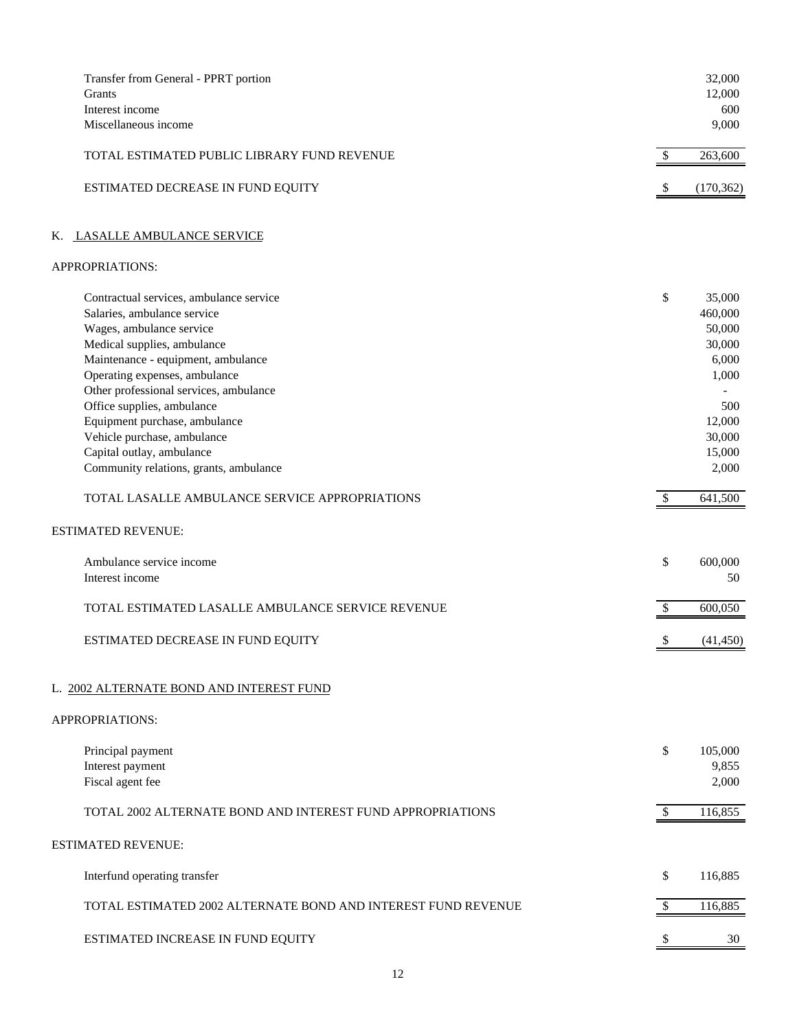| | | |
|---|---|---|
| Transfer from General - PPRT portion | | 32,000 |
| Grants | | 12,000 |
| Interest income | | 600 |
| Miscellaneous income | | 9,000 |
| TOTAL ESTIMATED PUBLIC LIBRARY FUND REVENUE | $ | 263,600 |
| ESTIMATED DECREASE IN FUND EQUITY | $ | (170,362) |

## K. LASALLE AMBULANCE SERVICE

APPROPRIATIONS:

| | | |
|---|---|---|
| Contractual services, ambulance service | $ | 35,000 |
| Salaries, ambulance service | | 460,000 |
| Wages, ambulance service | | 50,000 |
| Medical supplies, ambulance | | 30,000 |
| Maintenance - equipment, ambulance | | 6,000 |
| Operating expenses, ambulance | | 1,000 |
| Other professional services, ambulance | | - |
| Office supplies, ambulance | | 500 |
| Equipment purchase, ambulance | | 12,000 |
| Vehicle purchase, ambulance | | 30,000 |
| Capital outlay, ambulance | | 15,000 |
| Community relations, grants, ambulance | | 2,000 |
| TOTAL LASALLE AMBULANCE SERVICE APPROPRIATIONS | $ | 641,500 |

ESTIMATED REVENUE:

| | | |
|---|---|---|
| Ambulance service income | $ | 600,000 |
| Interest income | | 50 |
| TOTAL ESTIMATED LASALLE AMBULANCE SERVICE REVENUE | $ | 600,050 |
| ESTIMATED DECREASE IN FUND EQUITY | $ | (41,450) |

## L. 2002 ALTERNATE BOND AND INTEREST FUND

APPROPRIATIONS:

| | | |
|---|---|---|
| Principal payment | $ | 105,000 |
| Interest payment | | 9,855 |
| Fiscal agent fee | | 2,000 |
| TOTAL 2002 ALTERNATE BOND AND INTEREST FUND APPROPRIATIONS | $ | 116,855 |

ESTIMATED REVENUE:

| | | |
|---|---|---|
| Interfund operating transfer | $ | 116,885 |
| TOTAL ESTIMATED 2002 ALTERNATE BOND AND INTEREST FUND REVENUE | $ | 116,885 |
| ESTIMATED INCREASE IN FUND EQUITY | $ | 30 |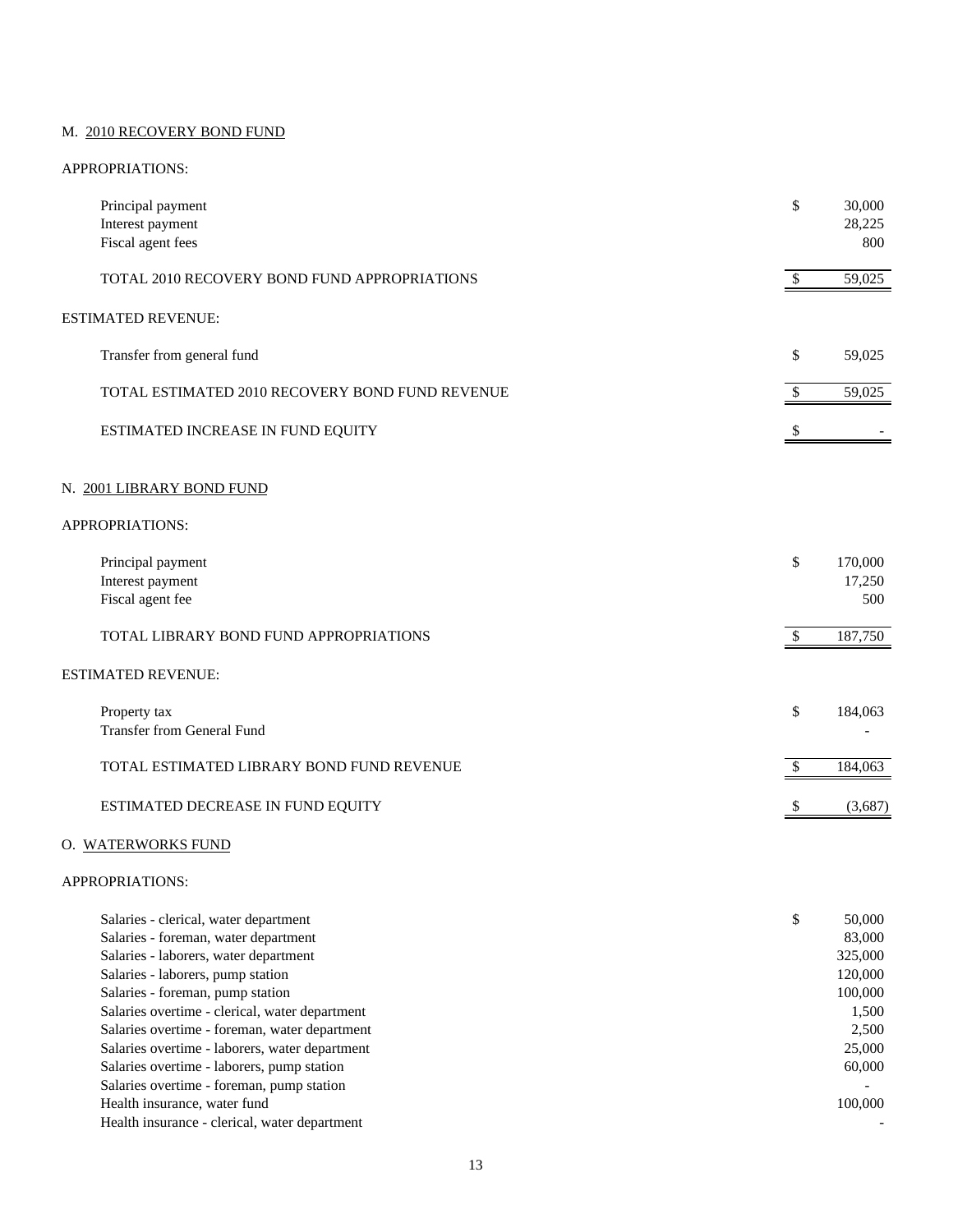## M. 2010 RECOVERY BOND FUND

APPROPRIATIONS:

| | | |
|---|---|---|
| Principal payment | $ | 30,000 |
| Interest payment | | 28,225 |
| Fiscal agent fees | | 800 |
| TOTAL 2010 RECOVERY BOND FUND APPROPRIATIONS | $ | 59,025 |

ESTIMATED REVENUE:

| | | |
|---|---|---|
| Transfer from general fund | $ | 59,025 |
| TOTAL ESTIMATED 2010 RECOVERY BOND FUND REVENUE | $ | 59,025 |
| ESTIMATED INCREASE IN FUND EQUITY | $ | - |

## N. 2001 LIBRARY BOND FUND

APPROPRIATIONS:

| | | |
|---|---|---|
| Principal payment | $ | 170,000 |
| Interest payment | | 17,250 |
| Fiscal agent fee | | 500 |
| TOTAL LIBRARY BOND FUND APPROPRIATIONS | $ | 187,750 |

ESTIMATED REVENUE:

| | | |
|---|---|---|
| Property tax | $ | 184,063 |
| Transfer from General Fund | | - |
| TOTAL ESTIMATED LIBRARY BOND FUND REVENUE | $ | 184,063 |
| ESTIMATED DECREASE IN FUND EQUITY | $ | (3,687) |

## O. WATERWORKS FUND

APPROPRIATIONS:

| | | |
|---|---|---|
| Salaries - clerical, water department | $ | 50,000 |
| Salaries - foreman, water department | | 83,000 |
| Salaries - laborers, water department | | 325,000 |
| Salaries - laborers, pump station | | 120,000 |
| Salaries - foreman, pump station | | 100,000 |
| Salaries overtime - clerical, water department | | 1,500 |
| Salaries overtime - foreman, water department | | 2,500 |
| Salaries overtime - laborers, water department | | 25,000 |
| Salaries overtime - laborers, pump station | | 60,000 |
| Salaries overtime - foreman, pump station | | - |
| Health insurance, water fund | | 100,000 |
| Health insurance - clerical, water department | | - |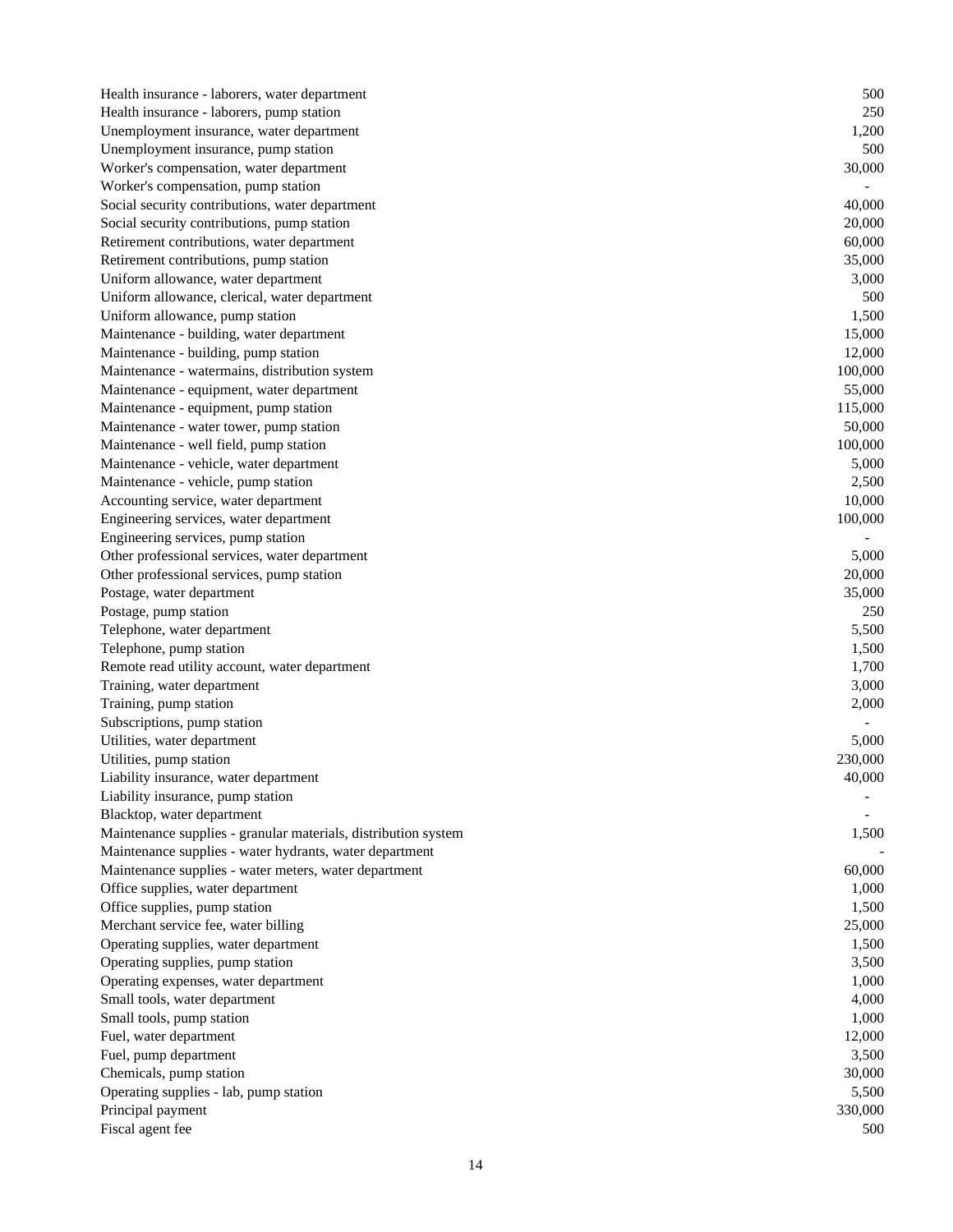| | |
|---|---|
| Health insurance - laborers, water department | 500 |
| Health insurance - laborers, pump station | 250 |
| Unemployment insurance, water department | 1,200 |
| Unemployment insurance, pump station | 500 |
| Worker's compensation, water department | 30,000 |
| Worker's compensation, pump station | - |
| Social security contributions, water department | 40,000 |
| Social security contributions, pump station | 20,000 |
| Retirement contributions, water department | 60,000 |
| Retirement contributions, pump station | 35,000 |
| Uniform allowance, water department | 3,000 |
| Uniform allowance, clerical, water department | 500 |
| Uniform allowance, pump station | 1,500 |
| Maintenance - building, water department | 15,000 |
| Maintenance - building, pump station | 12,000 |
| Maintenance - watermains, distribution system | 100,000 |
| Maintenance - equipment, water department | 55,000 |
| Maintenance - equipment, pump station | 115,000 |
| Maintenance - water tower, pump station | 50,000 |
| Maintenance - well field, pump station | 100,000 |
| Maintenance - vehicle, water department | 5,000 |
| Maintenance - vehicle, pump station | 2,500 |
| Accounting service, water department | 10,000 |
| Engineering services, water department | 100,000 |
| Engineering services, pump station | - |
| Other professional services, water department | 5,000 |
| Other professional services, pump station | 20,000 |
| Postage, water department | 35,000 |
| Postage, pump station | 250 |
| Telephone, water department | 5,500 |
| Telephone, pump station | 1,500 |
| Remote read utility account, water department | 1,700 |
| Training, water department | 3,000 |
| Training, pump station | 2,000 |
| Subscriptions, pump station | - |
| Utilities, water department | 5,000 |
| Utilities, pump station | 230,000 |
| Liability insurance, water department | 40,000 |
| Liability insurance, pump station | - |
| Blacktop, water department | - |
| Maintenance supplies - granular materials, distribution system | 1,500 |
| Maintenance supplies - water hydrants, water department | - |
| Maintenance supplies - water meters, water department | 60,000 |
| Office supplies, water department | 1,000 |
| Office supplies, pump station | 1,500 |
| Merchant service fee, water billing | 25,000 |
| Operating supplies, water department | 1,500 |
| Operating supplies, pump station | 3,500 |
| Operating expenses, water department | 1,000 |
| Small tools, water department | 4,000 |
| Small tools, pump station | 1,000 |
| Fuel, water department | 12,000 |
| Fuel, pump department | 3,500 |
| Chemicals, pump station | 30,000 |
| Operating supplies - lab, pump station | 5,500 |
| Principal payment | 330,000 |
| Fiscal agent fee | 500 |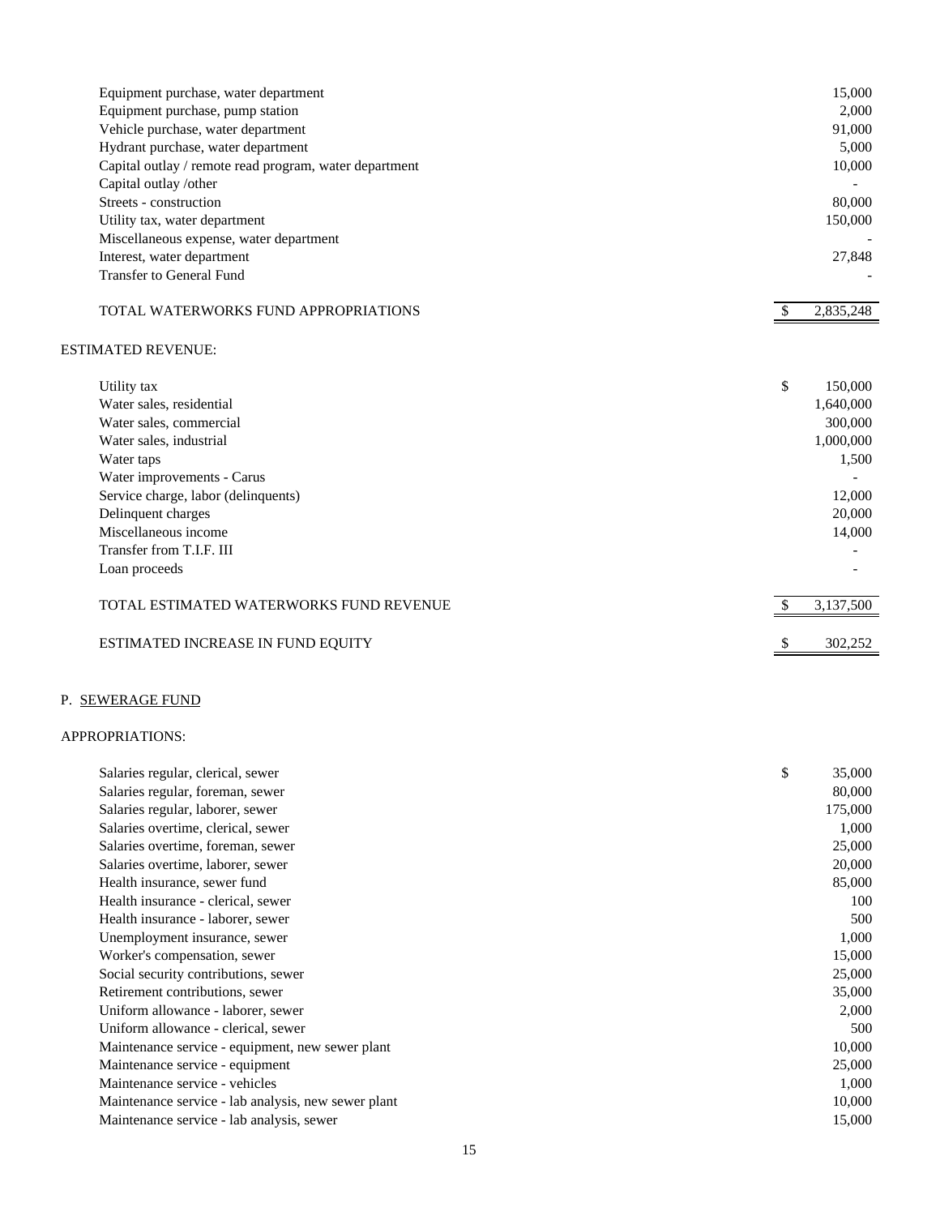| | |
|---|---|
| Equipment purchase, water department | 15,000 |
| Equipment purchase, pump station | 2,000 |
| Vehicle purchase, water department | 91,000 |
| Hydrant purchase, water department | 5,000 |
| Capital outlay / remote read program, water department | 10,000 |
| Capital outlay /other | - |
| Streets - construction | 80,000 |
| Utility tax, water department | 150,000 |
| Miscellaneous expense, water department | - |
| Interest, water department | 27,848 |
| Transfer to General Fund | - |
| TOTAL WATERWORKS FUND APPROPRIATIONS | $ 2,835,248 |

ESTIMATED REVENUE:

| | |
|---|---|
| Utility tax | $ 150,000 |
| Water sales, residential | 1,640,000 |
| Water sales, commercial | 300,000 |
| Water sales, industrial | 1,000,000 |
| Water taps | 1,500 |
| Water improvements - Carus | - |
| Service charge, labor (delinquents) | 12,000 |
| Delinquent charges | 20,000 |
| Miscellaneous income | 14,000 |
| Transfer from T.I.F. III | - |
| Loan proceeds | - |
| TOTAL ESTIMATED WATERWORKS FUND REVENUE | $ 3,137,500 |
| ESTIMATED INCREASE IN FUND EQUITY | $ 302,252 |

P. SEWERAGE FUND

APPROPRIATIONS:

| | |
|---|---|
| Salaries regular, clerical, sewer | $ 35,000 |
| Salaries regular, foreman, sewer | 80,000 |
| Salaries regular, laborer, sewer | 175,000 |
| Salaries overtime, clerical, sewer | 1,000 |
| Salaries overtime, foreman, sewer | 25,000 |
| Salaries overtime, laborer, sewer | 20,000 |
| Health insurance, sewer fund | 85,000 |
| Health insurance - clerical, sewer | 100 |
| Health insurance - laborer, sewer | 500 |
| Unemployment insurance, sewer | 1,000 |
| Worker's compensation, sewer | 15,000 |
| Social security contributions, sewer | 25,000 |
| Retirement contributions, sewer | 35,000 |
| Uniform allowance - laborer, sewer | 2,000 |
| Uniform allowance - clerical, sewer | 500 |
| Maintenance service - equipment, new sewer plant | 10,000 |
| Maintenance service - equipment | 25,000 |
| Maintenance service - vehicles | 1,000 |
| Maintenance service - lab analysis, new sewer plant | 10,000 |
| Maintenance service - lab analysis, sewer | 15,000 |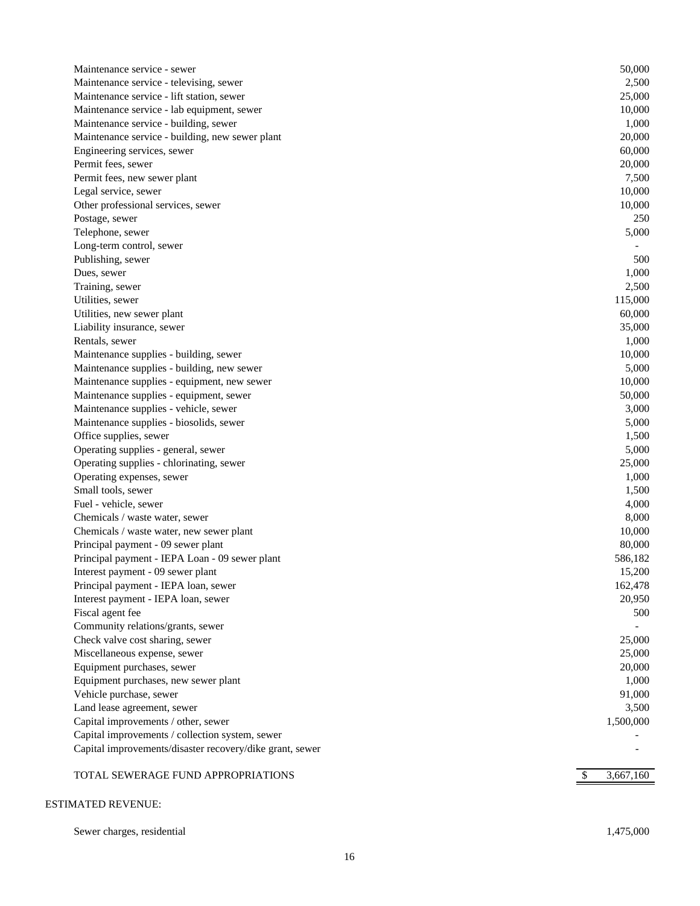| | |
|---|---|
| Maintenance service - sewer | 50,000 |
| Maintenance service - televising, sewer | 2,500 |
| Maintenance service - lift station, sewer | 25,000 |
| Maintenance service - lab equipment, sewer | 10,000 |
| Maintenance service - building, sewer | 1,000 |
| Maintenance service - building, new sewer plant | 20,000 |
| Engineering services, sewer | 60,000 |
| Permit fees, sewer | 20,000 |
| Permit fees, new sewer plant | 7,500 |
| Legal service, sewer | 10,000 |
| Other professional services, sewer | 10,000 |
| Postage, sewer | 250 |
| Telephone, sewer | 5,000 |
| Long-term control, sewer | - |
| Publishing, sewer | 500 |
| Dues, sewer | 1,000 |
| Training, sewer | 2,500 |
| Utilities, sewer | 115,000 |
| Utilities, new sewer plant | 60,000 |
| Liability insurance, sewer | 35,000 |
| Rentals, sewer | 1,000 |
| Maintenance supplies - building, sewer | 10,000 |
| Maintenance supplies - building, new sewer | 5,000 |
| Maintenance supplies - equipment, new sewer | 10,000 |
| Maintenance supplies - equipment, sewer | 50,000 |
| Maintenance supplies - vehicle, sewer | 3,000 |
| Maintenance supplies - biosolids, sewer | 5,000 |
| Office supplies, sewer | 1,500 |
| Operating supplies - general, sewer | 5,000 |
| Operating supplies - chlorinating, sewer | 25,000 |
| Operating expenses, sewer | 1,000 |
| Small tools, sewer | 1,500 |
| Fuel - vehicle, sewer | 4,000 |
| Chemicals / waste water, sewer | 8,000 |
| Chemicals / waste water, new sewer plant | 10,000 |
| Principal payment - 09 sewer plant | 80,000 |
| Principal payment - IEPA Loan - 09 sewer plant | 586,182 |
| Interest payment - 09 sewer plant | 15,200 |
| Principal payment - IEPA loan, sewer | 162,478 |
| Interest payment - IEPA loan, sewer | 20,950 |
| Fiscal agent fee | 500 |
| Community relations/grants, sewer | - |
| Check valve cost sharing, sewer | 25,000 |
| Miscellaneous expense, sewer | 25,000 |
| Equipment purchases, sewer | 20,000 |
| Equipment purchases, new sewer plant | 1,000 |
| Vehicle purchase, sewer | 91,000 |
| Land lease agreement, sewer | 3,500 |
| Capital improvements / other, sewer | 1,500,000 |
| Capital improvements / collection system, sewer | - |
| Capital improvements/disaster recovery/dike grant, sewer | - |
| TOTAL SEWERAGE FUND APPROPRIATIONS | $ 3,667,160 |

ESTIMATED REVENUE:

| | |
|---|---|
| Sewer charges, residential | 1,475,000 |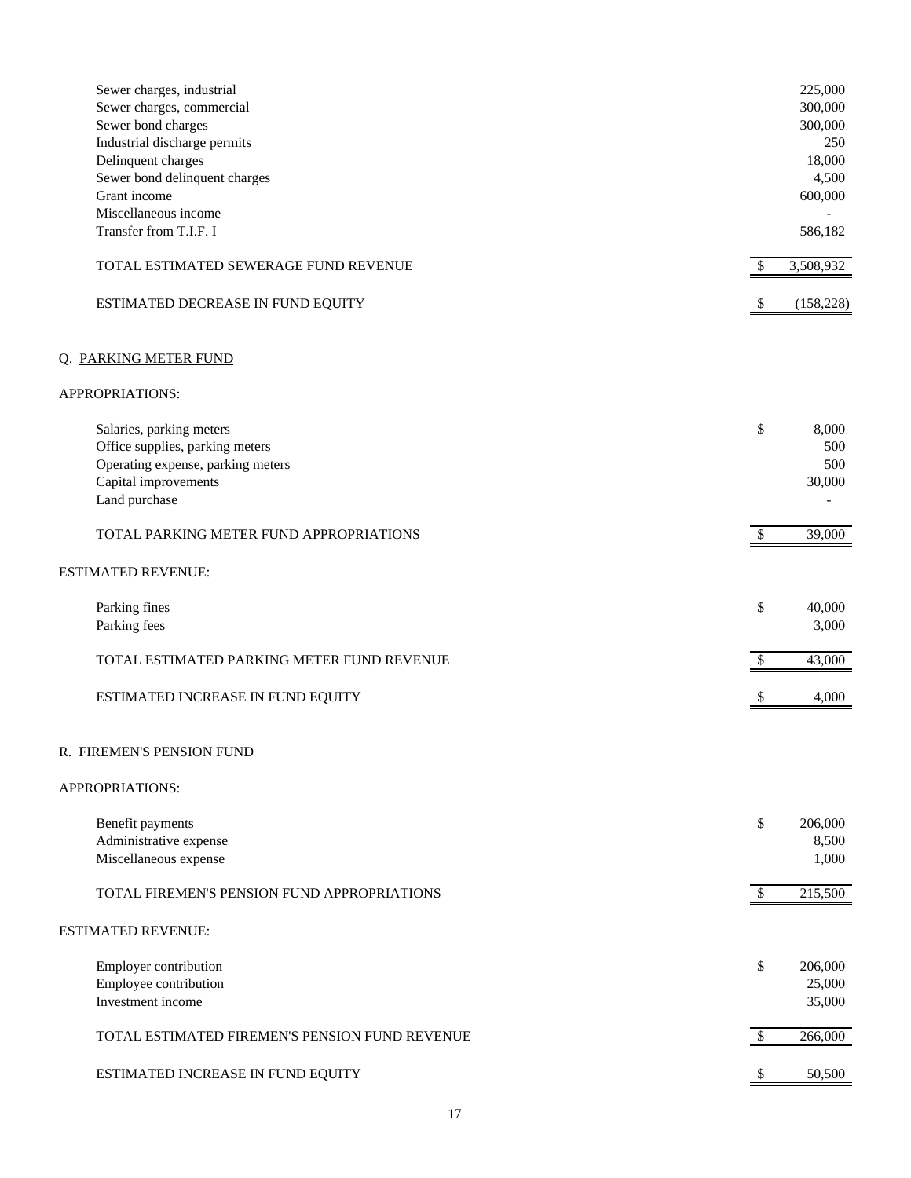| | |
|---|---|
| Sewer charges, industrial | 225,000 |
| Sewer charges, commercial | 300,000 |
| Sewer bond charges | 300,000 |
| Industrial discharge permits | 250 |
| Delinquent charges | 18,000 |
| Sewer bond delinquent charges | 4,500 |
| Grant income | 600,000 |
| Miscellaneous income | - |
| Transfer from T.I.F. I | 586,182 |
| TOTAL ESTIMATED SEWERAGE FUND REVENUE | $ 3,508,932 |
| ESTIMATED DECREASE IN FUND EQUITY | $ (158,228) |

## Q. PARKING METER FUND

APPROPRIATIONS:

| | |
|---|---|
| Salaries, parking meters | $ 8,000 |
| Office supplies, parking meters | 500 |
| Operating expense, parking meters | 500 |
| Capital improvements | 30,000 |
| Land purchase | - |
| TOTAL PARKING METER FUND APPROPRIATIONS | $ 39,000 |

ESTIMATED REVENUE:

| | |
|---|---|
| Parking fines | $ 40,000 |
| Parking fees | 3,000 |
| TOTAL ESTIMATED PARKING METER FUND REVENUE | $ 43,000 |
| ESTIMATED INCREASE IN FUND EQUITY | $ 4,000 |

## R. FIREMEN'S PENSION FUND

APPROPRIATIONS:

| | |
|---|---|
| Benefit payments | $ 206,000 |
| Administrative expense | 8,500 |
| Miscellaneous expense | 1,000 |
| TOTAL FIREMEN'S PENSION FUND APPROPRIATIONS | $ 215,500 |

ESTIMATED REVENUE:

| | |
|---|---|
| Employer contribution | $ 206,000 |
| Employee contribution | 25,000 |
| Investment income | 35,000 |
| TOTAL ESTIMATED FIREMEN'S PENSION FUND REVENUE | $ 266,000 |
| ESTIMATED INCREASE IN FUND EQUITY | $ 50,500 |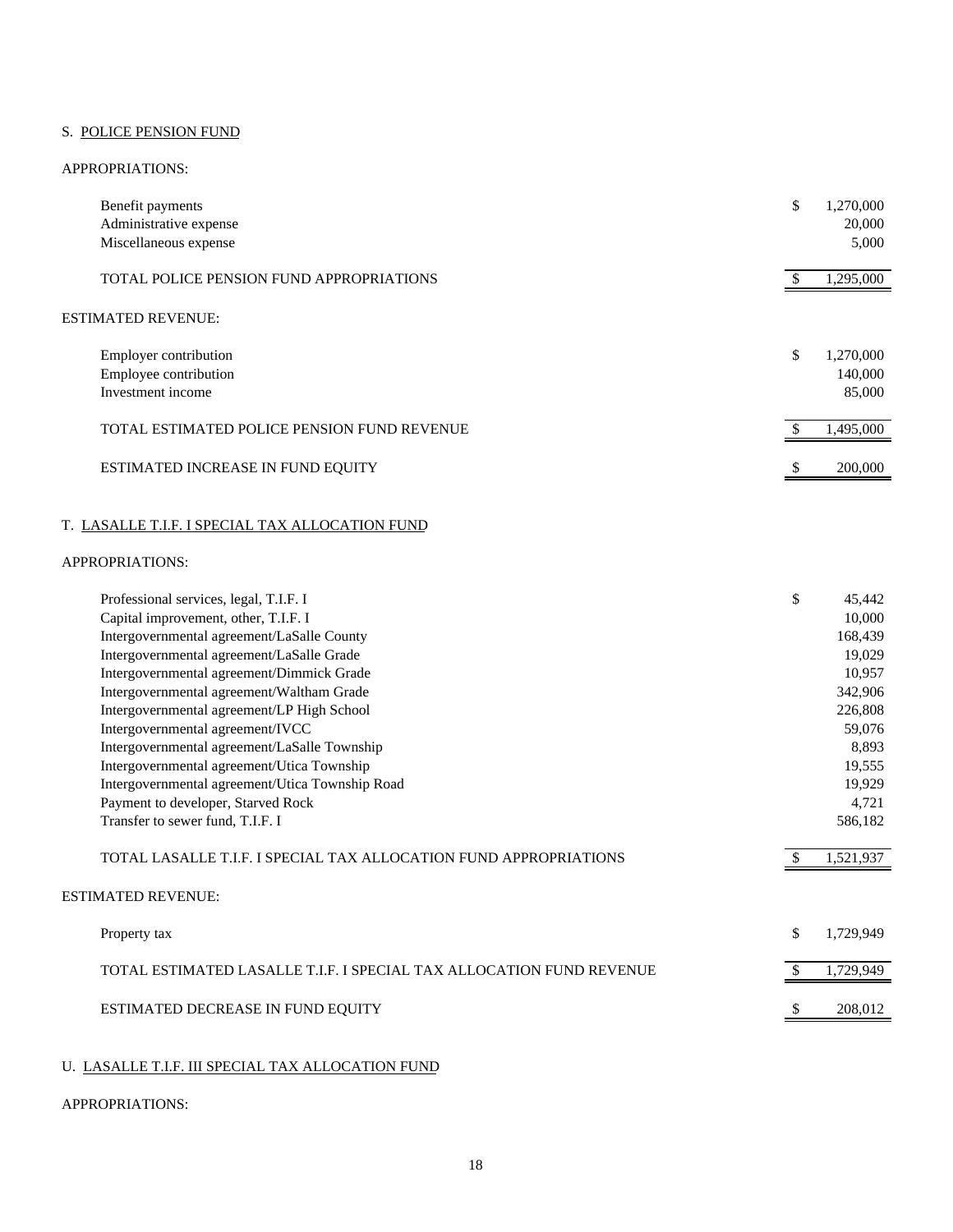S. POLICE PENSION FUND

APPROPRIATIONS:

| | | |
|---|---|---|
| Benefit payments | $ | 1,270,000 |
| Administrative expense | | 20,000 |
| Miscellaneous expense | | 5,000 |
| TOTAL POLICE PENSION FUND APPROPRIATIONS | $ | 1,295,000 |

ESTIMATED REVENUE:

| | | |
|---|---|---|
| Employer contribution | $ | 1,270,000 |
| Employee contribution | | 140,000 |
| Investment income | | 85,000 |
| TOTAL ESTIMATED POLICE PENSION FUND REVENUE | $ | 1,495,000 |
| ESTIMATED INCREASE IN FUND EQUITY | $ | 200,000 |

T. LASALLE T.I.F. I SPECIAL TAX ALLOCATION FUND

APPROPRIATIONS:

| | | |
|---|---|---|
| Professional services, legal, T.I.F. I | $ | 45,442 |
| Capital improvement, other, T.I.F. I | | 10,000 |
| Intergovernmental agreement/LaSalle County | | 168,439 |
| Intergovernmental agreement/LaSalle Grade | | 19,029 |
| Intergovernmental agreement/Dimmick Grade | | 10,957 |
| Intergovernmental agreement/Waltham Grade | | 342,906 |
| Intergovernmental agreement/LP High School | | 226,808 |
| Intergovernmental agreement/IVCC | | 59,076 |
| Intergovernmental agreement/LaSalle Township | | 8,893 |
| Intergovernmental agreement/Utica Township | | 19,555 |
| Intergovernmental agreement/Utica Township Road | | 19,929 |
| Payment to developer, Starved Rock | | 4,721 |
| Transfer to sewer fund, T.I.F. I | | 586,182 |
| TOTAL LASALLE T.I.F. I SPECIAL TAX ALLOCATION FUND APPROPRIATIONS | $ | 1,521,937 |

ESTIMATED REVENUE:

| | | |
|---|---|---|
| Property tax | $ | 1,729,949 |
| TOTAL ESTIMATED LASALLE T.I.F. I SPECIAL TAX ALLOCATION FUND REVENUE | $ | 1,729,949 |
| ESTIMATED DECREASE IN FUND EQUITY | $ | 208,012 |

U. LASALLE T.I.F. III SPECIAL TAX ALLOCATION FUND

APPROPRIATIONS: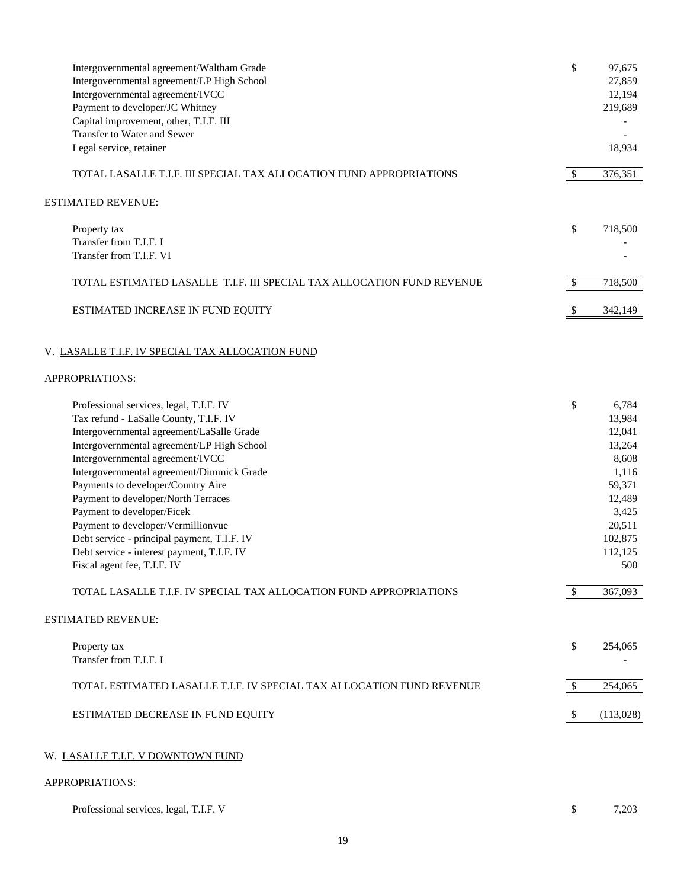| | |
|---|---|
| Intergovernmental agreement/Waltham Grade | $ 97,675 |
| Intergovernmental agreement/LP High School | 27,859 |
| Intergovernmental agreement/IVCC | 12,194 |
| Payment to developer/JC Whitney | 219,689 |
| Capital improvement, other, T.I.F. III | - |
| Transfer to Water and Sewer | - |
| Legal service, retainer | 18,934 |
| TOTAL LASALLE T.I.F. III SPECIAL TAX ALLOCATION FUND APPROPRIATIONS | $ 376,351 |

ESTIMATED REVENUE:

| | |
|---|---|
| Property tax | $ 718,500 |
| Transfer from T.I.F. I | - |
| Transfer from T.I.F. VI | - |
| TOTAL ESTIMATED LASALLE T.I.F. III SPECIAL TAX ALLOCATION FUND REVENUE | $ 718,500 |
| ESTIMATED INCREASE IN FUND EQUITY | $ 342,149 |

V. LASALLE T.I.F. IV SPECIAL TAX ALLOCATION FUND

APPROPRIATIONS:

| | |
|---|---|
| Professional services, legal, T.I.F. IV | $ 6,784 |
| Tax refund - LaSalle County, T.I.F. IV | 13,984 |
| Intergovernmental agreement/LaSalle Grade | 12,041 |
| Intergovernmental agreement/LP High School | 13,264 |
| Intergovernmental agreement/IVCC | 8,608 |
| Intergovernmental agreement/Dimmick Grade | 1,116 |
| Payments to developer/Country Aire | 59,371 |
| Payment to developer/North Terraces | 12,489 |
| Payment to developer/Ficek | 3,425 |
| Payment to developer/Vermillionvue | 20,511 |
| Debt service - principal payment, T.I.F. IV | 102,875 |
| Debt service - interest payment, T.I.F. IV | 112,125 |
| Fiscal agent fee, T.I.F. IV | 500 |
| TOTAL LASALLE T.I.F. IV SPECIAL TAX ALLOCATION FUND APPROPRIATIONS | $ 367,093 |

ESTIMATED REVENUE:

| | |
|---|---|
| Property tax | $ 254,065 |
| Transfer from T.I.F. I | - |
| TOTAL ESTIMATED LASALLE T.I.F. IV SPECIAL TAX ALLOCATION FUND REVENUE | $ 254,065 |
| ESTIMATED DECREASE IN FUND EQUITY | $ (113,028) |

W. LASALLE T.I.F. V DOWNTOWN FUND

APPROPRIATIONS:

| | |
|---|---|
| Professional services, legal, T.I.F. V | $ 7,203 |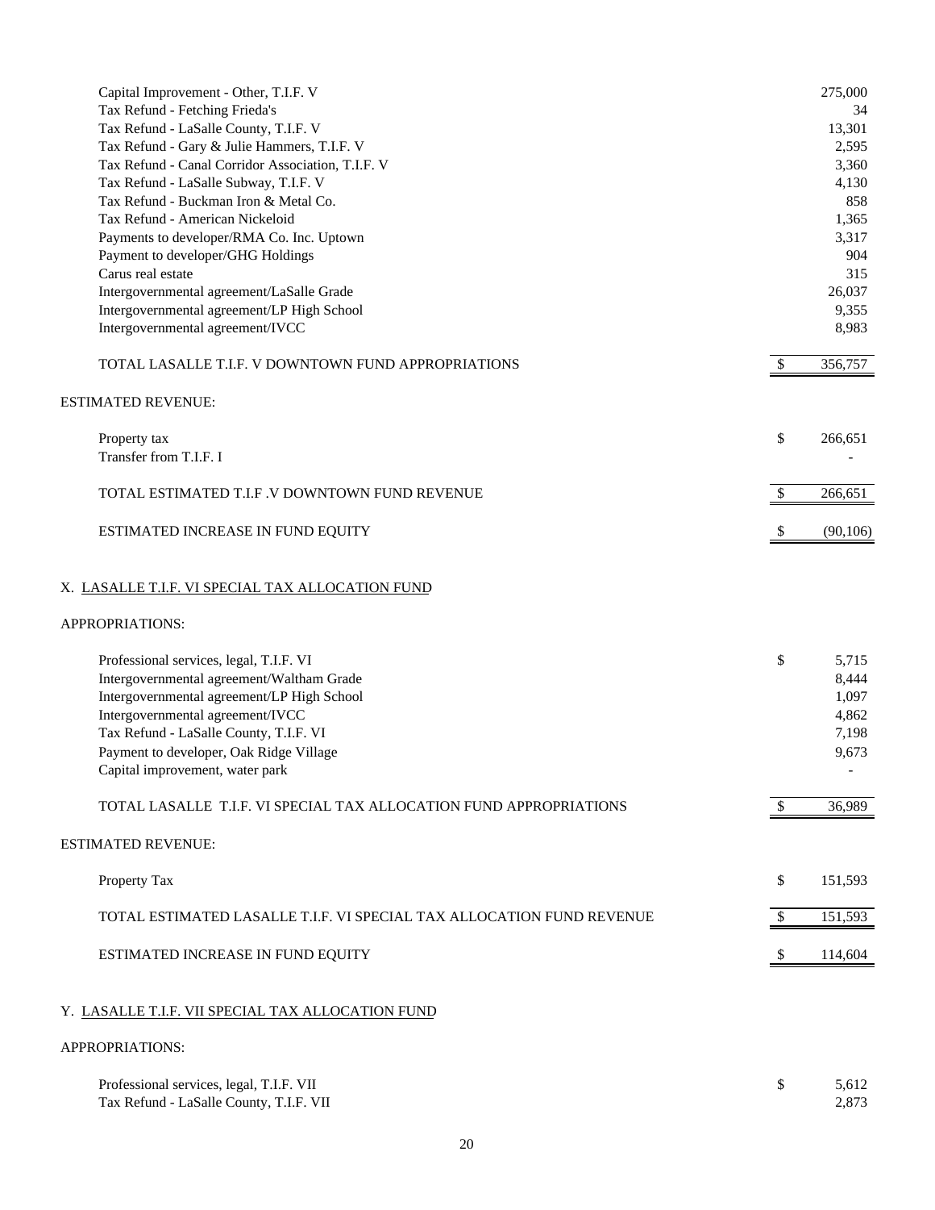| | | |
|---|---|---|
| Capital Improvement - Other, T.I.F. V | | 275,000 |
| Tax Refund - Fetching Frieda's | | 34 |
| Tax Refund - LaSalle County, T.I.F. V | | 13,301 |
| Tax Refund - Gary & Julie Hammers, T.I.F. V | | 2,595 |
| Tax Refund - Canal Corridor Association, T.I.F. V | | 3,360 |
| Tax Refund - LaSalle Subway, T.I.F. V | | 4,130 |
| Tax Refund - Buckman Iron & Metal Co. | | 858 |
| Tax Refund - American Nickeloid | | 1,365 |
| Payments to developer/RMA Co. Inc. Uptown | | 3,317 |
| Payment to developer/GHG Holdings | | 904 |
| Carus real estate | | 315 |
| Intergovernmental agreement/LaSalle Grade | | 26,037 |
| Intergovernmental agreement/LP High School | | 9,355 |
| Intergovernmental agreement/IVCC | | 8,983 |
| TOTAL LASALLE T.I.F. V DOWNTOWN FUND APPROPRIATIONS | $ | 356,757 |

ESTIMATED REVENUE:

| | | |
|---|---|---|
| Property tax | $ | 266,651 |
| Transfer from T.I.F. I | | - |
| TOTAL ESTIMATED T.I.F .V DOWNTOWN FUND REVENUE | $ | 266,651 |
| ESTIMATED INCREASE IN FUND EQUITY | $ | (90,106) |

X. LASALLE T.I.F. VI SPECIAL TAX ALLOCATION FUND

APPROPRIATIONS:

| | | |
|---|---|---|
| Professional services, legal, T.I.F. VI | $ | 5,715 |
| Intergovernmental agreement/Waltham Grade | | 8,444 |
| Intergovernmental agreement/LP High School | | 1,097 |
| Intergovernmental agreement/IVCC | | 4,862 |
| Tax Refund - LaSalle County, T.I.F. VI | | 7,198 |
| Payment to developer, Oak Ridge Village | | 9,673 |
| Capital improvement, water park | | - |
| TOTAL LASALLE T.I.F. VI SPECIAL TAX ALLOCATION FUND APPROPRIATIONS | $ | 36,989 |

ESTIMATED REVENUE:

| | | |
|---|---|---|
| Property Tax | $ | 151,593 |
| TOTAL ESTIMATED LASALLE T.I.F. VI SPECIAL TAX ALLOCATION FUND REVENUE | $ | 151,593 |
| ESTIMATED INCREASE IN FUND EQUITY | $ | 114,604 |

Y. LASALLE T.I.F. VII SPECIAL TAX ALLOCATION FUND

APPROPRIATIONS:

| | | |
|---|---|---|
| Professional services, legal, T.I.F. VII | $ | 5,612 |
| Tax Refund - LaSalle County, T.I.F. VII | | 2,873 |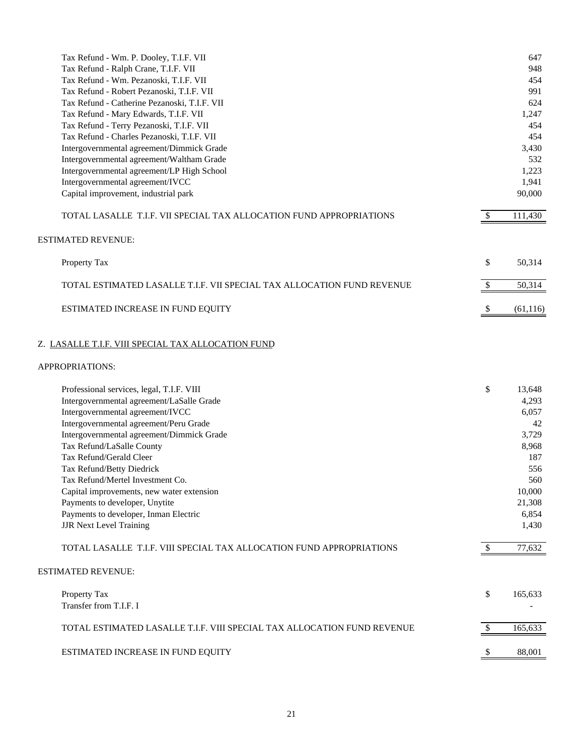| | | |
|---|---|---|
| Tax Refund - Wm. P. Dooley, T.I.F. VII | | 647 |
| Tax Refund - Ralph Crane, T.I.F. VII | | 948 |
| Tax Refund - Wm. Pezanoski, T.I.F. VII | | 454 |
| Tax Refund - Robert Pezanoski, T.I.F. VII | | 991 |
| Tax Refund - Catherine Pezanoski, T.I.F. VII | | 624 |
| Tax Refund - Mary Edwards, T.I.F. VII | | 1,247 |
| Tax Refund - Terry Pezanoski, T.I.F. VII | | 454 |
| Tax Refund - Charles Pezanoski, T.I.F. VII | | 454 |
| Intergovernmental agreement/Dimmick Grade | | 3,430 |
| Intergovernmental agreement/Waltham Grade | | 532 |
| Intergovernmental agreement/LP High School | | 1,223 |
| Intergovernmental agreement/IVCC | | 1,941 |
| Capital improvement, industrial park | | 90,000 |
| TOTAL LASALLE T.I.F. VII SPECIAL TAX ALLOCATION FUND APPROPRIATIONS | $ | 111,430 |

ESTIMATED REVENUE:

| | | |
|---|---|---|
| Property Tax | $ | 50,314 |
| TOTAL ESTIMATED LASALLE T.I.F. VII SPECIAL TAX ALLOCATION FUND REVENUE | $ | 50,314 |
| ESTIMATED INCREASE IN FUND EQUITY | $ | (61,116) |

Z. LASALLE T.I.F. VIII SPECIAL TAX ALLOCATION FUND

APPROPRIATIONS:

| | | |
|---|---|---|
| Professional services, legal, T.I.F. VIII | $ | 13,648 |
| Intergovernmental agreement/LaSalle Grade | | 4,293 |
| Intergovernmental agreement/IVCC | | 6,057 |
| Intergovernmental agreement/Peru Grade | | 42 |
| Intergovernmental agreement/Dimmick Grade | | 3,729 |
| Tax Refund/LaSalle County | | 8,968 |
| Tax Refund/Gerald Cleer | | 187 |
| Tax Refund/Betty Diedrick | | 556 |
| Tax Refund/Mertel Investment Co. | | 560 |
| Capital improvements, new water extension | | 10,000 |
| Payments to developer, Unytite | | 21,308 |
| Payments to developer, Inman Electric | | 6,854 |
| JJR Next Level Training | | 1,430 |
| TOTAL LASALLE T.I.F. VIII SPECIAL TAX ALLOCATION FUND APPROPRIATIONS | $ | 77,632 |

ESTIMATED REVENUE:

| | | |
|---|---|---|
| Property Tax | $ | 165,633 |
| Transfer from T.I.F. I | | - |
| TOTAL ESTIMATED LASALLE T.I.F. VIII SPECIAL TAX ALLOCATION FUND REVENUE | $ | 165,633 |
| ESTIMATED INCREASE IN FUND EQUITY | $ | 88,001 |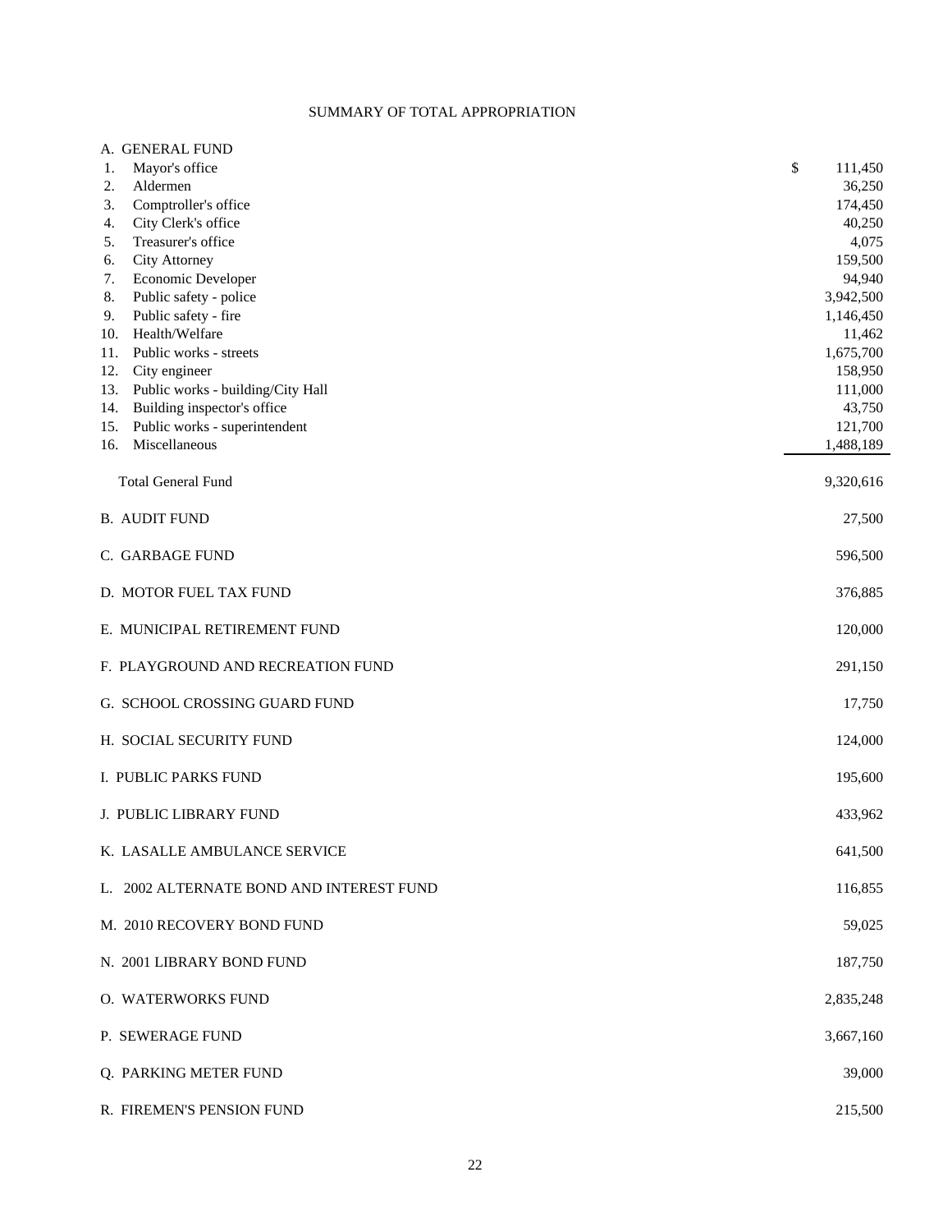# SUMMARY OF TOTAL APPROPRIATION

| | | |
|---|---|---|
| A. GENERAL FUND | | |
| 1. | Mayor's office | $ 111,450 |
| 2. | Aldermen | 36,250 |
| 3. | Comptroller's office | 174,450 |
| 4. | City Clerk's office | 40,250 |
| 5. | Treasurer's office | 4,075 |
| 6. | City Attorney | 159,500 |
| 7. | Economic Developer | 94,940 |
| 8. | Public safety - police | 3,942,500 |
| 9. | Public safety - fire | 1,146,450 |
| 10. | Health/Welfare | 11,462 |
| 11. | Public works - streets | 1,675,700 |
| 12. | City engineer | 158,950 |
| 13. | Public works - building/City Hall | 111,000 |
| 14. | Building inspector's office | 43,750 |
| 15. | Public works - superintendent | 121,700 |
| 16. | Miscellaneous | 1,488,189 |
| | Total General Fund | 9,320,616 |
| B. AUDIT FUND | | 27,500 |
| C. GARBAGE FUND | | 596,500 |
| D. MOTOR FUEL TAX FUND | | 376,885 |
| E. MUNICIPAL RETIREMENT FUND | | 120,000 |
| F. PLAYGROUND AND RECREATION FUND | | 291,150 |
| G. SCHOOL CROSSING GUARD FUND | | 17,750 |
| H. SOCIAL SECURITY FUND | | 124,000 |
| I. PUBLIC PARKS FUND | | 195,600 |
| J. PUBLIC LIBRARY FUND | | 433,962 |
| K. LASALLE AMBULANCE SERVICE | | 641,500 |
| L. 2002 ALTERNATE BOND AND INTEREST FUND | | 116,855 |
| M. 2010 RECOVERY BOND FUND | | 59,025 |
| N. 2001 LIBRARY BOND FUND | | 187,750 |
| O. WATERWORKS FUND | | 2,835,248 |
| P. SEWERAGE FUND | | 3,667,160 |
| Q. PARKING METER FUND | | 39,000 |
| R. FIREMEN'S PENSION FUND | | 215,500 |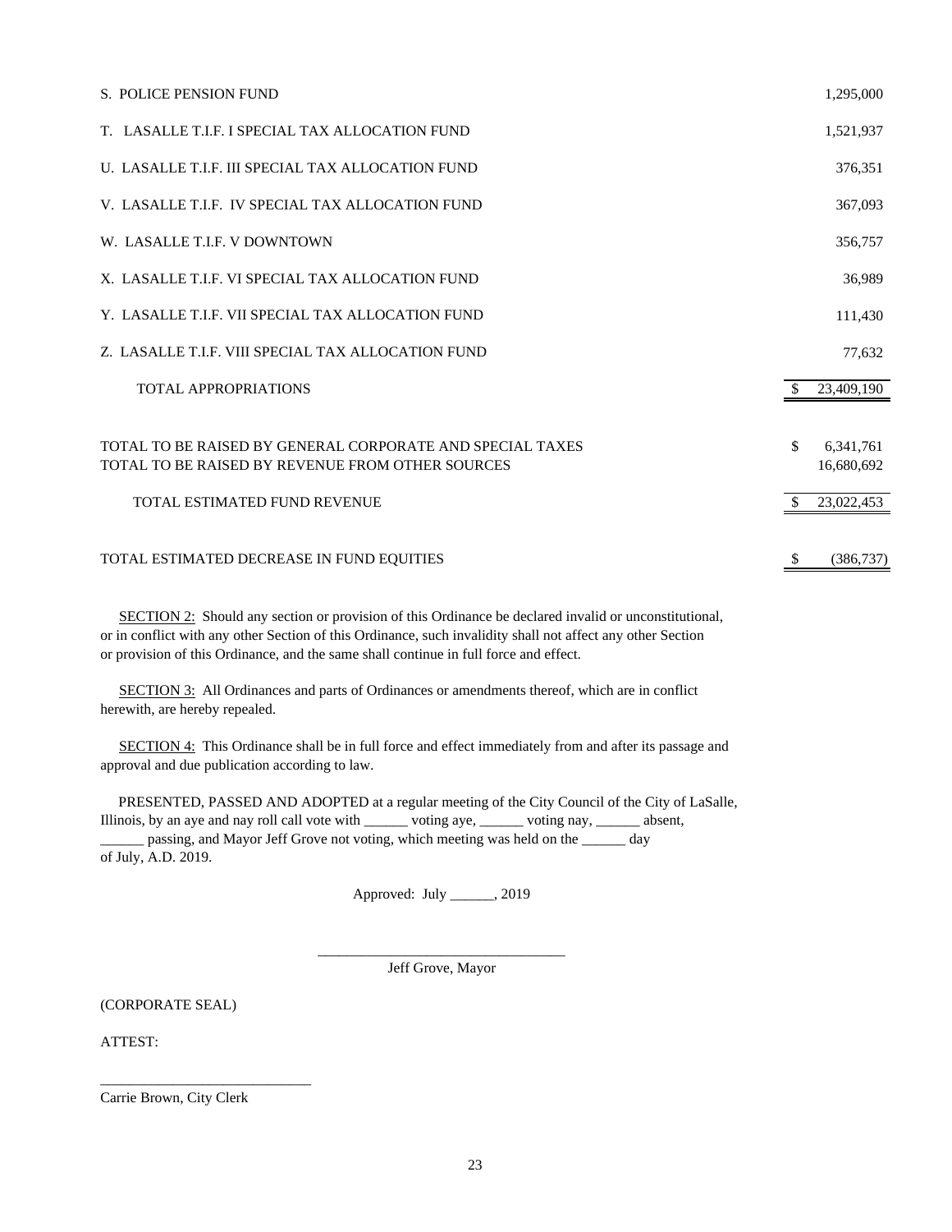| | |
|---|---|
| S. POLICE PENSION FUND | 1,295,000 |
| T. LASALLE T.I.F. I SPECIAL TAX ALLOCATION FUND | 1,521,937 |
| U. LASALLE T.I.F. III SPECIAL TAX ALLOCATION FUND | 376,351 |
| V. LASALLE T.I.F. IV SPECIAL TAX ALLOCATION FUND | 367,093 |
| W. LASALLE T.I.F. V DOWNTOWN | 356,757 |
| X. LASALLE T.I.F. VI SPECIAL TAX ALLOCATION FUND | 36,989 |
| Y. LASALLE T.I.F. VII SPECIAL TAX ALLOCATION FUND | 111,430 |
| Z. LASALLE T.I.F. VIII SPECIAL TAX ALLOCATION FUND | 77,632 |
| TOTAL APPROPRIATIONS | $ 23,409,190 |
| TOTAL TO BE RAISED BY GENERAL CORPORATE AND SPECIAL TAXES | $ 6,341,761 |
| TOTAL TO BE RAISED BY REVENUE FROM OTHER SOURCES | 16,680,692 |
| TOTAL ESTIMATED FUND REVENUE | $ 23,022,453 |
| TOTAL ESTIMATED DECREASE IN FUND EQUITIES | $ (386,737) |

SECTION 2: Should any section or provision of this Ordinance be declared invalid or unconstitutional, or in conflict with any other Section of this Ordinance, such invalidity shall not affect any other Section or provision of this Ordinance, and the same shall continue in full force and effect.

SECTION 3: All Ordinances and parts of Ordinances or amendments thereof, which are in conflict herewith, are hereby repealed.

SECTION 4: This Ordinance shall be in full force and effect immediately from and after its passage and approval and due publication according to law.

PRESENTED, PASSED AND ADOPTED at a regular meeting of the City Council of the City of LaSalle, Illinois, by an aye and nay roll call vote with ______ voting aye, ______ voting nay, ______ absent, ______ passing, and Mayor Jeff Grove not voting, which meeting was held on the ______ day of July, A.D. 2019.

Approved: July ______, 2019

__________________________________
Jeff Grove, Mayor

(CORPORATE SEAL)

ATTEST:

_____________________________
Carrie Brown, City Clerk